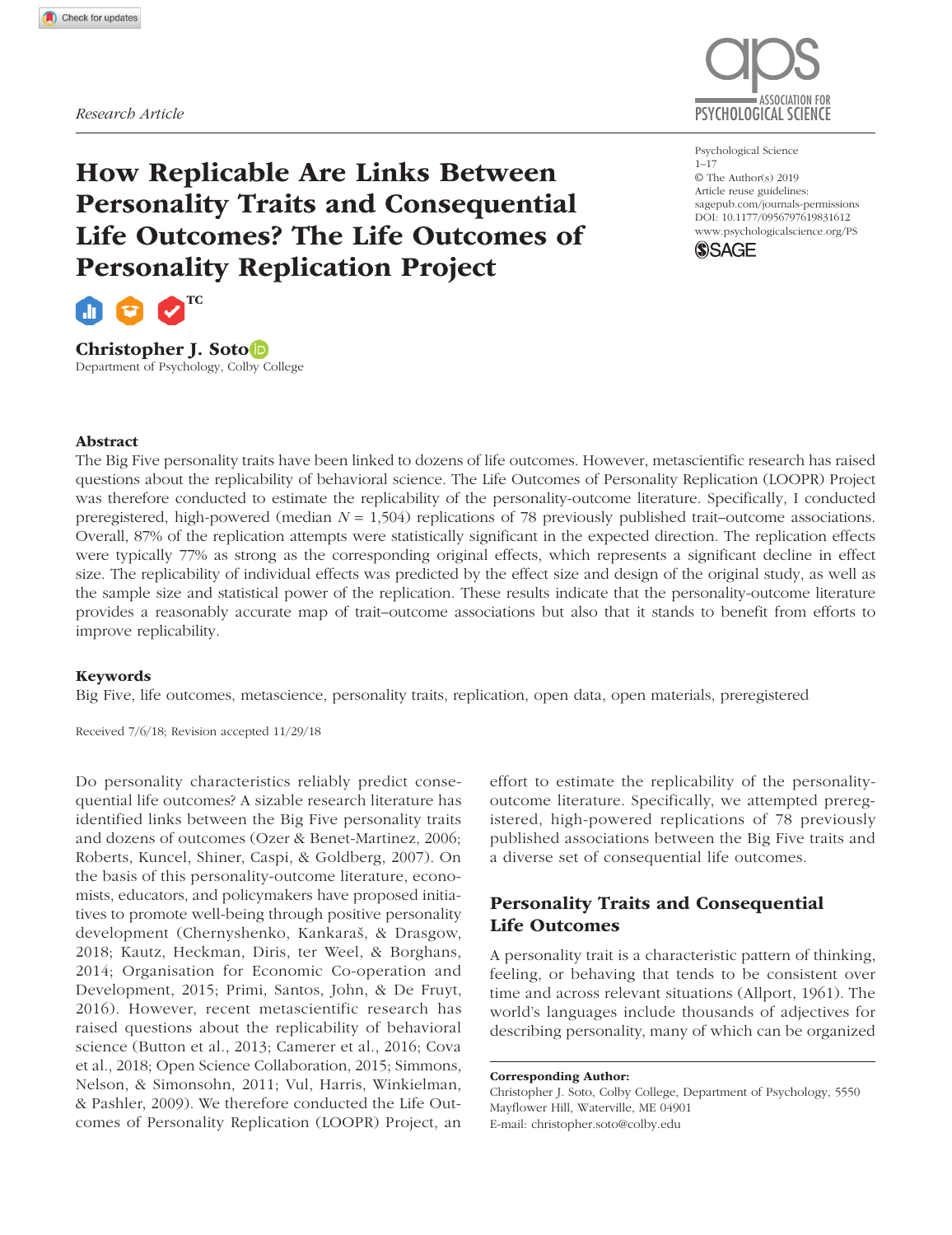*Research Article*

# How Replicable Are Links Between Personality Traits and Consequential Life Outcomes? The Life Outcomes of Personality Replication Project

**Christopher J. Soto**
Department of Psychology, Colby College

Psychological Science
1–17
© The Author(s) 2019
Article reuse guidelines:
sagepub.com/journals-permissions
DOI: 10.1177/0956797619831612
www.psychologicalscience.org/PS

### Abstract

The Big Five personality traits have been linked to dozens of life outcomes. However, metascientific research has raised questions about the replicability of behavioral science. The Life Outcomes of Personality Replication (LOOPR) Project was therefore conducted to estimate the replicability of the personality-outcome literature. Specifically, I conducted preregistered, high-powered (median $N$ = 1,504) replications of 78 previously published trait–outcome associations. Overall, 87% of the replication attempts were statistically significant in the expected direction. The replication effects were typically 77% as strong as the corresponding original effects, which represents a significant decline in effect size. The replicability of individual effects was predicted by the effect size and design of the original study, as well as the sample size and statistical power of the replication. These results indicate that the personality-outcome literature provides a reasonably accurate map of trait–outcome associations but also that it stands to benefit from efforts to improve replicability.

### Keywords

Big Five, life outcomes, metascience, personality traits, replication, open data, open materials, preregistered

Received 7/6/18; Revision accepted 11/29/18

Do personality characteristics reliably predict consequential life outcomes? A sizable research literature has identified links between the Big Five personality traits and dozens of outcomes (Ozer & Benet-Martinez, 2006; Roberts, Kuncel, Shiner, Caspi, & Goldberg, 2007). On the basis of this personality-outcome literature, economists, educators, and policymakers have proposed initiatives to promote well-being through positive personality development (Chernyshenko, Kankaraš, & Drasgow, 2018; Kautz, Heckman, Diris, ter Weel, & Borghans, 2014; Organisation for Economic Co-operation and Development, 2015; Primi, Santos, John, & De Fruyt, 2016). However, recent metascientific research has raised questions about the replicability of behavioral science (Button et al., 2013; Camerer et al., 2016; Cova et al., 2018; Open Science Collaboration, 2015; Simmons, Nelson, & Simonsohn, 2011; Vul, Harris, Winkielman, & Pashler, 2009). We therefore conducted the Life Outcomes of Personality Replication (LOOPR) Project, an effort to estimate the replicability of the personality-outcome literature. Specifically, we attempted preregistered, high-powered replications of 78 previously published associations between the Big Five traits and a diverse set of consequential life outcomes.

## Personality Traits and Consequential Life Outcomes

A personality trait is a characteristic pattern of thinking, feeling, or behaving that tends to be consistent over time and across relevant situations (Allport, 1961). The world's languages include thousands of adjectives for describing personality, many of which can be organized

**Corresponding Author:**
Christopher J. Soto, Colby College, Department of Psychology, 5550 Mayflower Hill, Waterville, ME 04901
E-mail: christopher.soto@colby.edu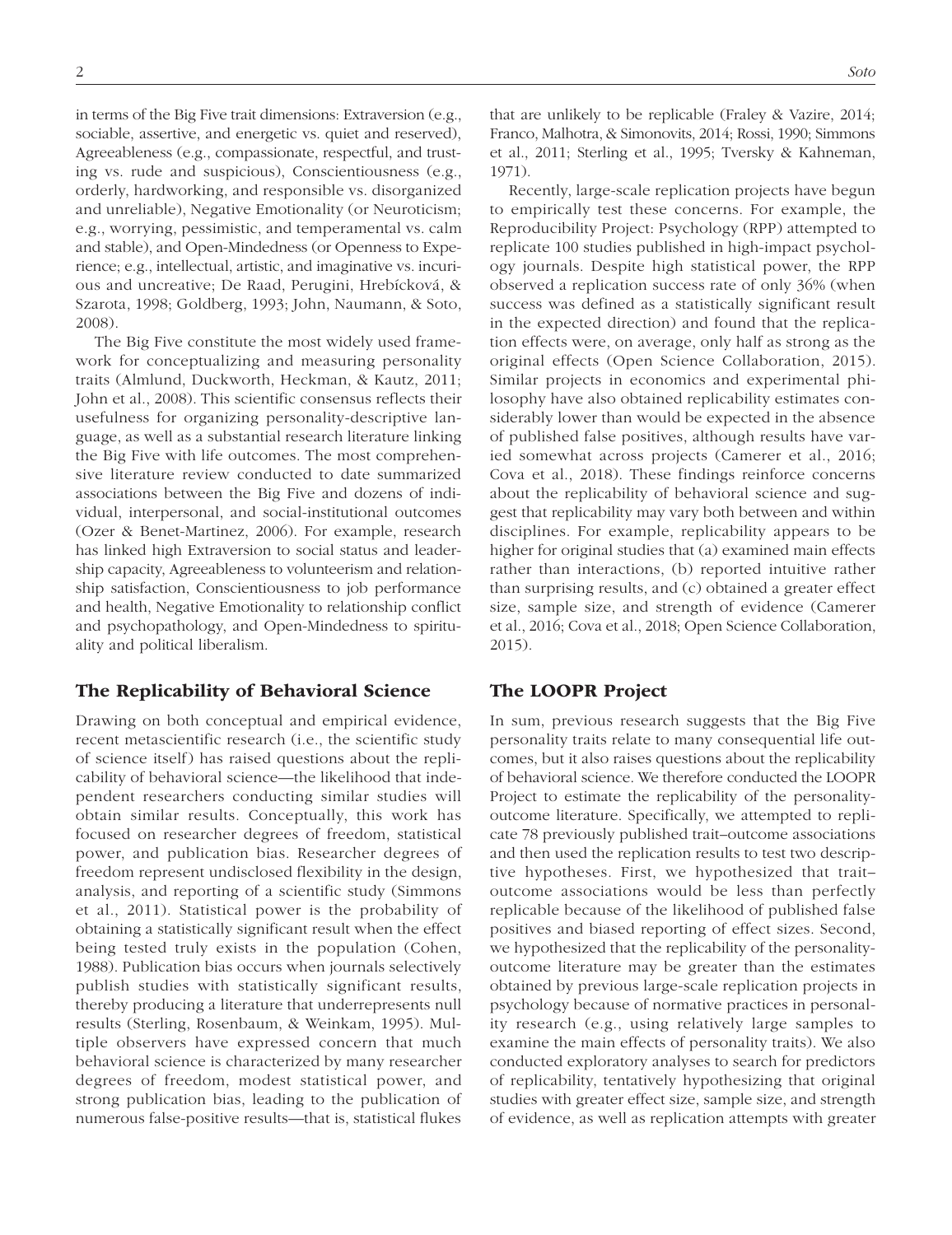in terms of the Big Five trait dimensions: Extraversion (e.g., sociable, assertive, and energetic vs. quiet and reserved), Agreeableness (e.g., compassionate, respectful, and trusting vs. rude and suspicious), Conscientiousness (e.g., orderly, hardworking, and responsible vs. disorganized and unreliable), Negative Emotionality (or Neuroticism; e.g., worrying, pessimistic, and temperamental vs. calm and stable), and Open-Mindedness (or Openness to Experience; e.g., intellectual, artistic, and imaginative vs. incurious and uncreative; De Raad, Perugini, Hrebícková, & Szarota, 1998; Goldberg, 1993; John, Naumann, & Soto, 2008).

The Big Five constitute the most widely used framework for conceptualizing and measuring personality traits (Almlund, Duckworth, Heckman, & Kautz, 2011; John et al., 2008). This scientific consensus reflects their usefulness for organizing personality-descriptive language, as well as a substantial research literature linking the Big Five with life outcomes. The most comprehensive literature review conducted to date summarized associations between the Big Five and dozens of individual, interpersonal, and social-institutional outcomes (Ozer & Benet-Martinez, 2006). For example, research has linked high Extraversion to social status and leadership capacity, Agreeableness to volunteerism and relationship satisfaction, Conscientiousness to job performance and health, Negative Emotionality to relationship conflict and psychopathology, and Open-Mindedness to spirituality and political liberalism.

## The Replicability of Behavioral Science

Drawing on both conceptual and empirical evidence, recent metascientific research (i.e., the scientific study of science itself) has raised questions about the replicability of behavioral science—the likelihood that independent researchers conducting similar studies will obtain similar results. Conceptually, this work has focused on researcher degrees of freedom, statistical power, and publication bias. Researcher degrees of freedom represent undisclosed flexibility in the design, analysis, and reporting of a scientific study (Simmons et al., 2011). Statistical power is the probability of obtaining a statistically significant result when the effect being tested truly exists in the population (Cohen, 1988). Publication bias occurs when journals selectively publish studies with statistically significant results, thereby producing a literature that underrepresents null results (Sterling, Rosenbaum, & Weinkam, 1995). Multiple observers have expressed concern that much behavioral science is characterized by many researcher degrees of freedom, modest statistical power, and strong publication bias, leading to the publication of numerous false-positive results—that is, statistical flukes that are unlikely to be replicable (Fraley & Vazire, 2014; Franco, Malhotra, & Simonovits, 2014; Rossi, 1990; Simmons et al., 2011; Sterling et al., 1995; Tversky & Kahneman, 1971).

Recently, large-scale replication projects have begun to empirically test these concerns. For example, the Reproducibility Project: Psychology (RPP) attempted to replicate 100 studies published in high-impact psychology journals. Despite high statistical power, the RPP observed a replication success rate of only 36% (when success was defined as a statistically significant result in the expected direction) and found that the replication effects were, on average, only half as strong as the original effects (Open Science Collaboration, 2015). Similar projects in economics and experimental philosophy have also obtained replicability estimates considerably lower than would be expected in the absence of published false positives, although results have varied somewhat across projects (Camerer et al., 2016; Cova et al., 2018). These findings reinforce concerns about the replicability of behavioral science and suggest that replicability may vary both between and within disciplines. For example, replicability appears to be higher for original studies that (a) examined main effects rather than interactions, (b) reported intuitive rather than surprising results, and (c) obtained a greater effect size, sample size, and strength of evidence (Camerer et al., 2016; Cova et al., 2018; Open Science Collaboration, 2015).

## The LOOPR Project

In sum, previous research suggests that the Big Five personality traits relate to many consequential life outcomes, but it also raises questions about the replicability of behavioral science. We therefore conducted the LOOPR Project to estimate the replicability of the personality-outcome literature. Specifically, we attempted to replicate 78 previously published trait–outcome associations and then used the replication results to test two descriptive hypotheses. First, we hypothesized that trait–outcome associations would be less than perfectly replicable because of the likelihood of published false positives and biased reporting of effect sizes. Second, we hypothesized that the replicability of the personality-outcome literature may be greater than the estimates obtained by previous large-scale replication projects in psychology because of normative practices in personality research (e.g., using relatively large samples to examine the main effects of personality traits). We also conducted exploratory analyses to search for predictors of replicability, tentatively hypothesizing that original studies with greater effect size, sample size, and strength of evidence, as well as replication attempts with greater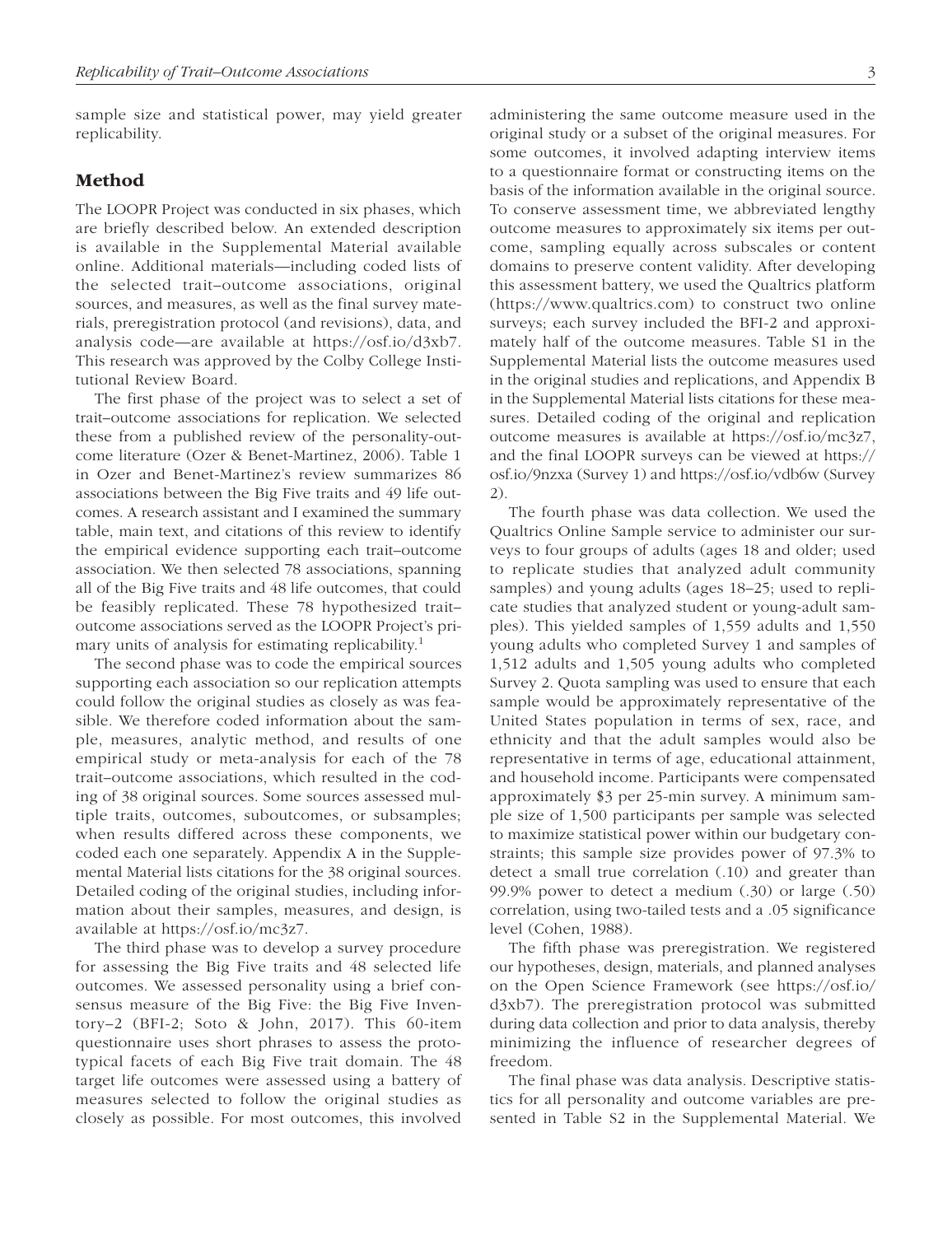sample size and statistical power, may yield greater replicability.

## Method

The LOOPR Project was conducted in six phases, which are briefly described below. An extended description is available in the Supplemental Material available online. Additional materials—including coded lists of the selected trait–outcome associations, original sources, and measures, as well as the final survey materials, preregistration protocol (and revisions), data, and analysis code—are available at https://osf.io/d3xb7. This research was approved by the Colby College Institutional Review Board.

The first phase of the project was to select a set of trait–outcome associations for replication. We selected these from a published review of the personality-outcome literature (Ozer & Benet-Martinez, 2006). Table 1 in Ozer and Benet-Martinez's review summarizes 86 associations between the Big Five traits and 49 life outcomes. A research assistant and I examined the summary table, main text, and citations of this review to identify the empirical evidence supporting each trait–outcome association. We then selected 78 associations, spanning all of the Big Five traits and 48 life outcomes, that could be feasibly replicated. These 78 hypothesized trait–outcome associations served as the LOOPR Project's primary units of analysis for estimating replicability.[1]

The second phase was to code the empirical sources supporting each association so our replication attempts could follow the original studies as closely as was feasible. We therefore coded information about the sample, measures, analytic method, and results of one empirical study or meta-analysis for each of the 78 trait–outcome associations, which resulted in the coding of 38 original sources. Some sources assessed multiple traits, outcomes, suboutcomes, or subsamples; when results differed across these components, we coded each one separately. Appendix A in the Supplemental Material lists citations for the 38 original sources. Detailed coding of the original studies, including information about their samples, measures, and design, is available at https://osf.io/mc3z7.

The third phase was to develop a survey procedure for assessing the Big Five traits and 48 selected life outcomes. We assessed personality using a brief consensus measure of the Big Five: the Big Five Inventory–2 (BFI-2; Soto & John, 2017). This 60-item questionnaire uses short phrases to assess the prototypical facets of each Big Five trait domain. The 48 target life outcomes were assessed using a battery of measures selected to follow the original studies as closely as possible. For most outcomes, this involved administering the same outcome measure used in the original study or a subset of the original measures. For some outcomes, it involved adapting interview items to a questionnaire format or constructing items on the basis of the information available in the original source. To conserve assessment time, we abbreviated lengthy outcome measures to approximately six items per outcome, sampling equally across subscales or content domains to preserve content validity. After developing this assessment battery, we used the Qualtrics platform (https://www.qualtrics.com) to construct two online surveys; each survey included the BFI-2 and approximately half of the outcome measures. Table S1 in the Supplemental Material lists the outcome measures used in the original studies and replications, and Appendix B in the Supplemental Material lists citations for these measures. Detailed coding of the original and replication outcome measures is available at https://osf.io/mc3z7, and the final LOOPR surveys can be viewed at https://osf.io/9nzxa (Survey 1) and https://osf.io/vdb6w (Survey 2).

The fourth phase was data collection. We used the Qualtrics Online Sample service to administer our surveys to four groups of adults (ages 18 and older; used to replicate studies that analyzed adult community samples) and young adults (ages 18–25; used to replicate studies that analyzed student or young-adult samples). This yielded samples of 1,559 adults and 1,550 young adults who completed Survey 1 and samples of 1,512 adults and 1,505 young adults who completed Survey 2. Quota sampling was used to ensure that each sample would be approximately representative of the United States population in terms of sex, race, and ethnicity and that the adult samples would also be representative in terms of age, educational attainment, and household income. Participants were compensated approximately \$3 per 25-min survey. A minimum sample size of 1,500 participants per sample was selected to maximize statistical power within our budgetary constraints; this sample size provides power of 97.3% to detect a small true correlation (.10) and greater than 99.9% power to detect a medium (.30) or large (.50) correlation, using two-tailed tests and a .05 significance level (Cohen, 1988).

The fifth phase was preregistration. We registered our hypotheses, design, materials, and planned analyses on the Open Science Framework (see https://osf.io/d3xb7). The preregistration protocol was submitted during data collection and prior to data analysis, thereby minimizing the influence of researcher degrees of freedom.

The final phase was data analysis. Descriptive statistics for all personality and outcome variables are presented in Table S2 in the Supplemental Material. We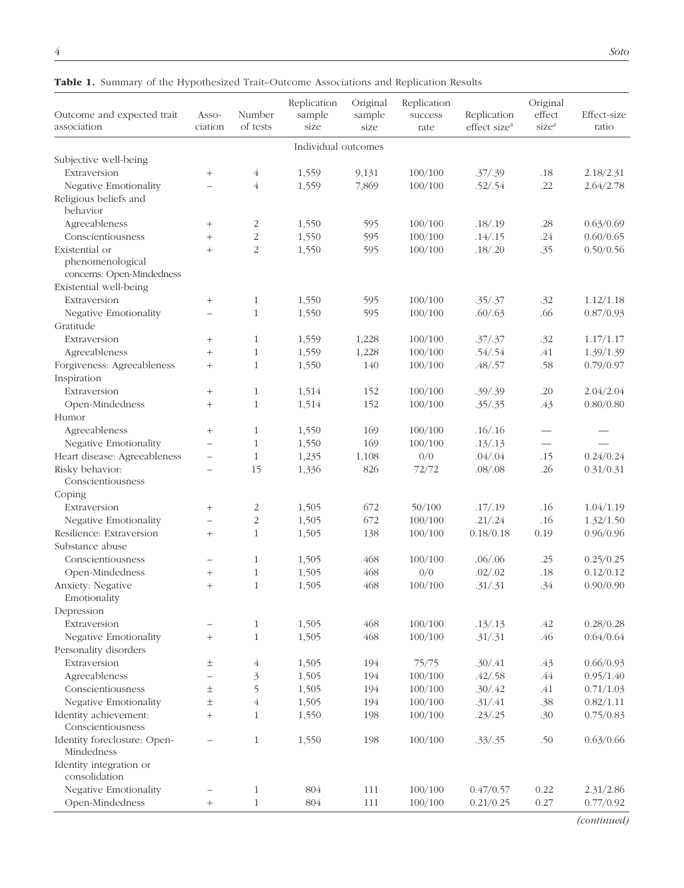**Table 1.** Summary of the Hypothesized Trait–Outcome Associations and Replication Results

| Outcome and expected trait association | Association | Number of tests | Replication sample size | Original sample size | Replication success rate | Replication effect size[a] | Original effect size[a] | Effect-size ratio |
|---|---|---|---|---|---|---|---|---|
| | | | Individual outcomes | | | | | |
| Subjective well-being | | | | | | | | |
| Extraversion | + | 4 | 1,559 | 9,131 | 100/100 | .37/.39 | .18 | 2.18/2.31 |
| Negative Emotionality | – | 4 | 1,559 | 7,869 | 100/100 | .52/.54 | .22 | 2.64/2.78 |
| Religious beliefs and behavior | | | | | | | | |
| Agreeableness | + | 2 | 1,550 | 595 | 100/100 | .18/.19 | .28 | 0.63/0.69 |
| Conscientiousness | + | 2 | 1,550 | 595 | 100/100 | .14/.15 | .24 | 0.60/0.65 |
| Existential or phenomenological concerns: Open-Mindedness | + | 2 | 1,550 | 595 | 100/100 | .18/.20 | .35 | 0.50/0.56 |
| Existential well-being | | | | | | | | |
| Extraversion | + | 1 | 1,550 | 595 | 100/100 | .35/.37 | .32 | 1.12/1.18 |
| Negative Emotionality | – | 1 | 1,550 | 595 | 100/100 | .60/.63 | .66 | 0.87/0.93 |
| Gratitude | | | | | | | | |
| Extraversion | + | 1 | 1,559 | 1,228 | 100/100 | .37/.37 | .32 | 1.17/1.17 |
| Agreeableness | + | 1 | 1,559 | 1,228 | 100/100 | .54/.54 | .41 | 1.39/1.39 |
| Forgiveness: Agreeableness | + | 1 | 1,550 | 140 | 100/100 | .48/.57 | .58 | 0.79/0.97 |
| Inspiration | | | | | | | | |
| Extraversion | + | 1 | 1,514 | 152 | 100/100 | .39/.39 | .20 | 2.04/2.04 |
| Open-Mindedness | + | 1 | 1,514 | 152 | 100/100 | .35/.35 | .43 | 0.80/0.80 |
| Humor | | | | | | | | |
| Agreeableness | + | 1 | 1,550 | 169 | 100/100 | .16/.16 | — | — |
| Negative Emotionality | – | 1 | 1,550 | 169 | 100/100 | .13/.13 | — | — |
| Heart disease: Agreeableness | – | 1 | 1,235 | 1,108 | 0/0 | .04/.04 | .15 | 0.24/0.24 |
| Risky behavior: Conscientiousness | – | 15 | 1,336 | 826 | 72/72 | .08/.08 | .26 | 0.31/0.31 |
| Coping | | | | | | | | |
| Extraversion | + | 2 | 1,505 | 672 | 50/100 | .17/.19 | .16 | 1.04/1.19 |
| Negative Emotionality | – | 2 | 1,505 | 672 | 100/100 | .21/.24 | .16 | 1.32/1.50 |
| Resilience: Extraversion | + | 1 | 1,505 | 138 | 100/100 | 0.18/0.18 | 0.19 | 0.96/0.96 |
| Substance abuse | | | | | | | | |
| Conscientiousness | – | 1 | 1,505 | 468 | 100/100 | .06/.06 | .25 | 0.25/0.25 |
| Open-Mindedness | + | 1 | 1,505 | 468 | 0/0 | .02/.02 | .18 | 0.12/0.12 |
| Anxiety: Negative Emotionality | + | 1 | 1,505 | 468 | 100/100 | .31/.31 | .34 | 0.90/0.90 |
| Depression | | | | | | | | |
| Extraversion | – | 1 | 1,505 | 468 | 100/100 | .13/.13 | .42 | 0.28/0.28 |
| Negative Emotionality | + | 1 | 1,505 | 468 | 100/100 | .31/.31 | .46 | 0.64/0.64 |
| Personality disorders | | | | | | | | |
| Extraversion | ± | 4 | 1,505 | 194 | 75/75 | .30/.41 | .43 | 0.66/0.93 |
| Agreeableness | – | 3 | 1,505 | 194 | 100/100 | .42/.58 | .44 | 0.95/1.40 |
| Conscientiousness | ± | 5 | 1,505 | 194 | 100/100 | .30/.42 | .41 | 0.71/1.03 |
| Negative Emotionality | ± | 4 | 1,505 | 194 | 100/100 | .31/.41 | .38 | 0.82/1.11 |
| Identity achievement: Conscientiousness | + | 1 | 1,550 | 198 | 100/100 | .23/.25 | .30 | 0.75/0.83 |
| Identity foreclosure: Open-Mindedness | – | 1 | 1,550 | 198 | 100/100 | .33/.35 | .50 | 0.63/0.66 |
| Identity integration or consolidation | | | | | | | | |
| Negative Emotionality | – | 1 | 804 | 111 | 100/100 | 0.47/0.57 | 0.22 | 2.31/2.86 |
| Open-Mindedness | + | 1 | 804 | 111 | 100/100 | 0.21/0.25 | 0.27 | 0.77/0.92 |

*(continued)*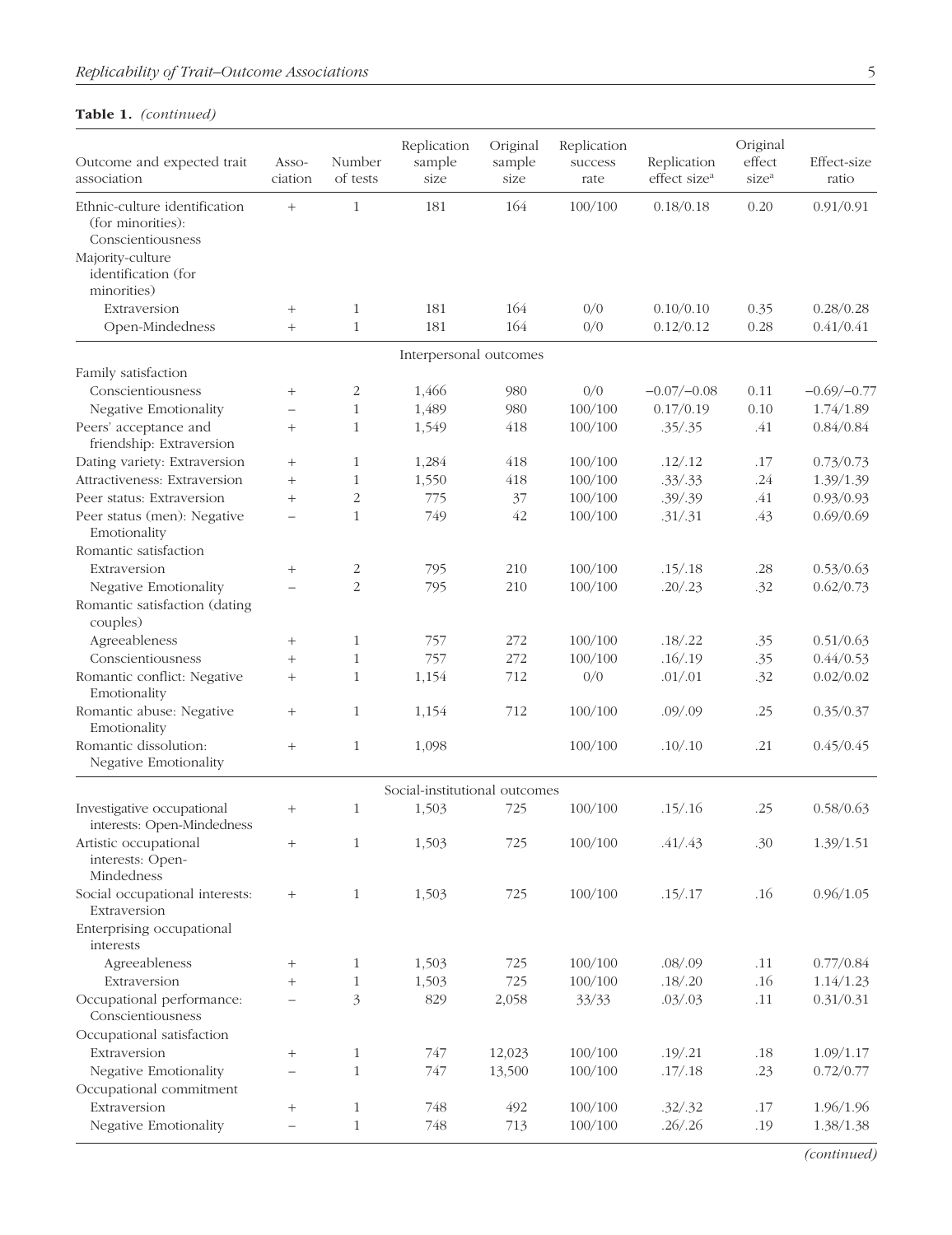**Table 1.** *(continued)*

| Outcome and expected trait association | Association | Number of tests | Replication sample size | Original sample size | Replication success rate | Replication effect size[a] | Original effect size[a] | Effect-size ratio |
|---|---|---|---|---|---|---|---|---|
| Ethnic-culture identification (for minorities): Conscientiousness | + | 1 | 181 | 164 | 100/100 | 0.18/0.18 | 0.20 | 0.91/0.91 |
| Majority-culture identification (for minorities) | | | | | | | | |
| Extraversion | + | 1 | 181 | 164 | 0/0 | 0.10/0.10 | 0.35 | 0.28/0.28 |
| Open-Mindedness | + | 1 | 181 | 164 | 0/0 | 0.12/0.12 | 0.28 | 0.41/0.41 |
| Interpersonal outcomes | | | | | | | | |
| Family satisfaction | | | | | | | | |
| Conscientiousness | + | 2 | 1,466 | 980 | 0/0 | −0.07/−0.08 | 0.11 | −0.69/−0.77 |
| Negative Emotionality | – | 1 | 1,489 | 980 | 100/100 | 0.17/0.19 | 0.10 | 1.74/1.89 |
| Peers' acceptance and friendship: Extraversion | + | 1 | 1,549 | 418 | 100/100 | .35/.35 | .41 | 0.84/0.84 |
| Dating variety: Extraversion | + | 1 | 1,284 | 418 | 100/100 | .12/.12 | .17 | 0.73/0.73 |
| Attractiveness: Extraversion | + | 1 | 1,550 | 418 | 100/100 | .33/.33 | .24 | 1.39/1.39 |
| Peer status: Extraversion | + | 2 | 775 | 37 | 100/100 | .39/.39 | .41 | 0.93/0.93 |
| Peer status (men): Negative Emotionality | – | 1 | 749 | 42 | 100/100 | .31/.31 | .43 | 0.69/0.69 |
| Romantic satisfaction | | | | | | | | |
| Extraversion | + | 2 | 795 | 210 | 100/100 | .15/.18 | .28 | 0.53/0.63 |
| Negative Emotionality | – | 2 | 795 | 210 | 100/100 | .20/.23 | .32 | 0.62/0.73 |
| Romantic satisfaction (dating couples) | | | | | | | | |
| Agreeableness | + | 1 | 757 | 272 | 100/100 | .18/.22 | .35 | 0.51/0.63 |
| Conscientiousness | + | 1 | 757 | 272 | 100/100 | .16/.19 | .35 | 0.44/0.53 |
| Romantic conflict: Negative Emotionality | + | 1 | 1,154 | 712 | 0/0 | .01/.01 | .32 | 0.02/0.02 |
| Romantic abuse: Negative Emotionality | + | 1 | 1,154 | 712 | 100/100 | .09/.09 | .25 | 0.35/0.37 |
| Romantic dissolution: Negative Emotionality | + | 1 | 1,098 | | 100/100 | .10/.10 | .21 | 0.45/0.45 |
| Social-institutional outcomes | | | | | | | | |
| Investigative occupational interests: Open-Mindedness | + | 1 | 1,503 | 725 | 100/100 | .15/.16 | .25 | 0.58/0.63 |
| Artistic occupational interests: Open-Mindedness | + | 1 | 1,503 | 725 | 100/100 | .41/.43 | .30 | 1.39/1.51 |
| Social occupational interests: Extraversion | + | 1 | 1,503 | 725 | 100/100 | .15/.17 | .16 | 0.96/1.05 |
| Enterprising occupational interests | | | | | | | | |
| Agreeableness | + | 1 | 1,503 | 725 | 100/100 | .08/.09 | .11 | 0.77/0.84 |
| Extraversion | + | 1 | 1,503 | 725 | 100/100 | .18/.20 | .16 | 1.14/1.23 |
| Occupational performance: Conscientiousness | – | 3 | 829 | 2,058 | 33/33 | .03/.03 | .11 | 0.31/0.31 |
| Occupational satisfaction | | | | | | | | |
| Extraversion | + | 1 | 747 | 12,023 | 100/100 | .19/.21 | .18 | 1.09/1.17 |
| Negative Emotionality | – | 1 | 747 | 13,500 | 100/100 | .17/.18 | .23 | 0.72/0.77 |
| Occupational commitment | | | | | | | | |
| Extraversion | + | 1 | 748 | 492 | 100/100 | .32/.32 | .17 | 1.96/1.96 |
| Negative Emotionality | – | 1 | 748 | 713 | 100/100 | .26/.26 | .19 | 1.38/1.38 |

*(continued)*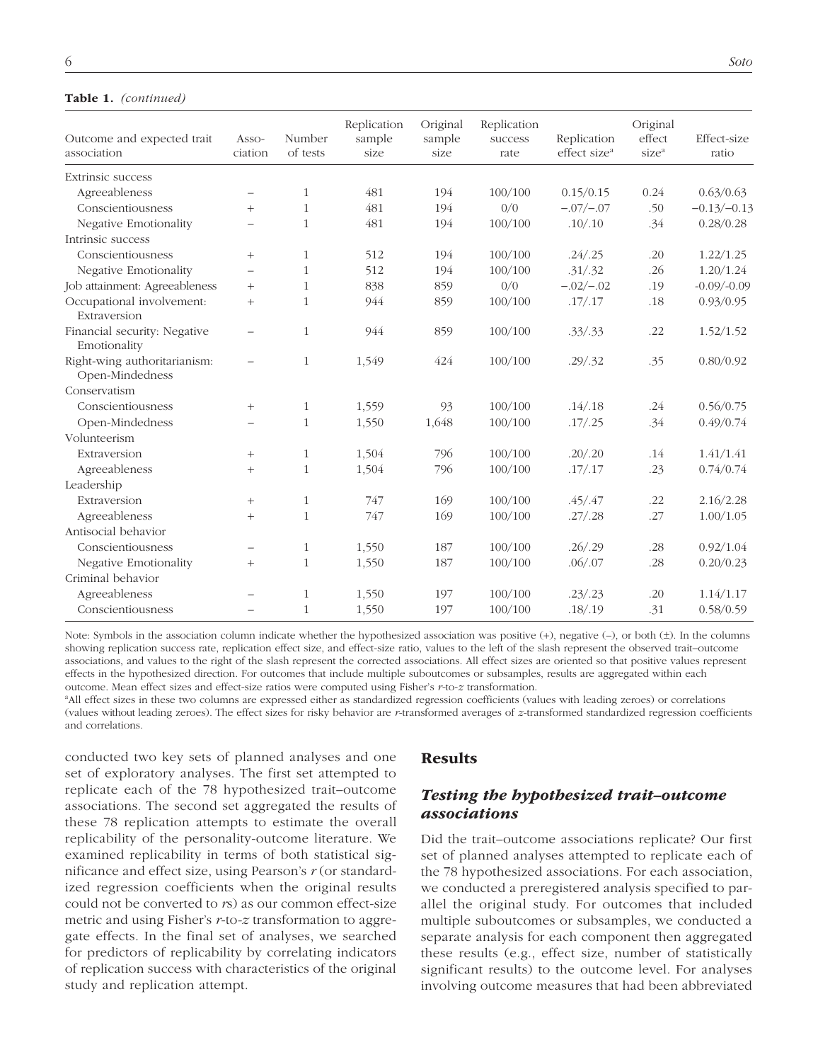**Table 1.** *(continued)*

| Outcome and expected trait association | Association | Number of tests | Replication sample size | Original sample size | Replication success rate | Replication effect size[a] | Original effect size[a] | Effect-size ratio |
|---|---|---|---|---|---|---|---|---|
| Extrinsic success | | | | | | | | |
| Agreeableness | – | 1 | 481 | 194 | 100/100 | 0.15/0.15 | 0.24 | 0.63/0.63 |
| Conscientiousness | + | 1 | 481 | 194 | 0/0 | –.07/–.07 | .50 | –0.13/–0.13 |
| Negative Emotionality | – | 1 | 481 | 194 | 100/100 | .10/.10 | .34 | 0.28/0.28 |
| Intrinsic success | | | | | | | | |
| Conscientiousness | + | 1 | 512 | 194 | 100/100 | .24/.25 | .20 | 1.22/1.25 |
| Negative Emotionality | – | 1 | 512 | 194 | 100/100 | .31/.32 | .26 | 1.20/1.24 |
| Job attainment: Agreeableness | + | 1 | 838 | 859 | 0/0 | –.02/–.02 | .19 | -0.09/-0.09 |
| Occupational involvement: Extraversion | + | 1 | 944 | 859 | 100/100 | .17/.17 | .18 | 0.93/0.95 |
| Financial security: Negative Emotionality | – | 1 | 944 | 859 | 100/100 | .33/.33 | .22 | 1.52/1.52 |
| Right-wing authoritarianism: Open-Mindedness | – | 1 | 1,549 | 424 | 100/100 | .29/.32 | .35 | 0.80/0.92 |
| Conservatism | | | | | | | | |
| Conscientiousness | + | 1 | 1,559 | 93 | 100/100 | .14/.18 | .24 | 0.56/0.75 |
| Open-Mindedness | – | 1 | 1,550 | 1,648 | 100/100 | .17/.25 | .34 | 0.49/0.74 |
| Volunteerism | | | | | | | | |
| Extraversion | + | 1 | 1,504 | 796 | 100/100 | .20/.20 | .14 | 1.41/1.41 |
| Agreeableness | + | 1 | 1,504 | 796 | 100/100 | .17/.17 | .23 | 0.74/0.74 |
| Leadership | | | | | | | | |
| Extraversion | + | 1 | 747 | 169 | 100/100 | .45/.47 | .22 | 2.16/2.28 |
| Agreeableness | + | 1 | 747 | 169 | 100/100 | .27/.28 | .27 | 1.00/1.05 |
| Antisocial behavior | | | | | | | | |
| Conscientiousness | – | 1 | 1,550 | 187 | 100/100 | .26/.29 | .28 | 0.92/1.04 |
| Negative Emotionality | + | 1 | 1,550 | 187 | 100/100 | .06/.07 | .28 | 0.20/0.23 |
| Criminal behavior | | | | | | | | |
| Agreeableness | – | 1 | 1,550 | 197 | 100/100 | .23/.23 | .20 | 1.14/1.17 |
| Conscientiousness | – | 1 | 1,550 | 197 | 100/100 | .18/.19 | .31 | 0.58/0.59 |

Note: Symbols in the association column indicate whether the hypothesized association was positive (+), negative (–), or both (±). In the columns showing replication success rate, replication effect size, and effect-size ratio, values to the left of the slash represent the observed trait–outcome associations, and values to the right of the slash represent the corrected associations. All effect sizes are oriented so that positive values represent effects in the hypothesized direction. For outcomes that include multiple suboutcomes or subsamples, results are aggregated within each outcome. Mean effect sizes and effect-size ratios were computed using Fisher's *r*-to-*z* transformation.

[a]All effect sizes in these two columns are expressed either as standardized regression coefficients (values with leading zeroes) or correlations (values without leading zeroes). The effect sizes for risky behavior are *r*-transformed averages of *z*-transformed standardized regression coefficients and correlations.

conducted two key sets of planned analyses and one set of exploratory analyses. The first set attempted to replicate each of the 78 hypothesized trait–outcome associations. The second set aggregated the results of these 78 replication attempts to estimate the overall replicability of the personality-outcome literature. We examined replicability in terms of both statistical significance and effect size, using Pearson's *r* (or standardized regression coefficients when the original results could not be converted to *r*s) as our common effect-size metric and using Fisher's *r*-to-*z* transformation to aggregate effects. In the final set of analyses, we searched for predictors of replicability by correlating indicators of replication success with characteristics of the original study and replication attempt.

## Results

### *Testing the hypothesized trait–outcome associations*

Did the trait–outcome associations replicate? Our first set of planned analyses attempted to replicate each of the 78 hypothesized associations. For each association, we conducted a preregistered analysis specified to parallel the original study. For outcomes that included multiple suboutcomes or subsamples, we conducted a separate analysis for each component then aggregated these results (e.g., effect size, number of statistically significant results) to the outcome level. For analyses involving outcome measures that had been abbreviated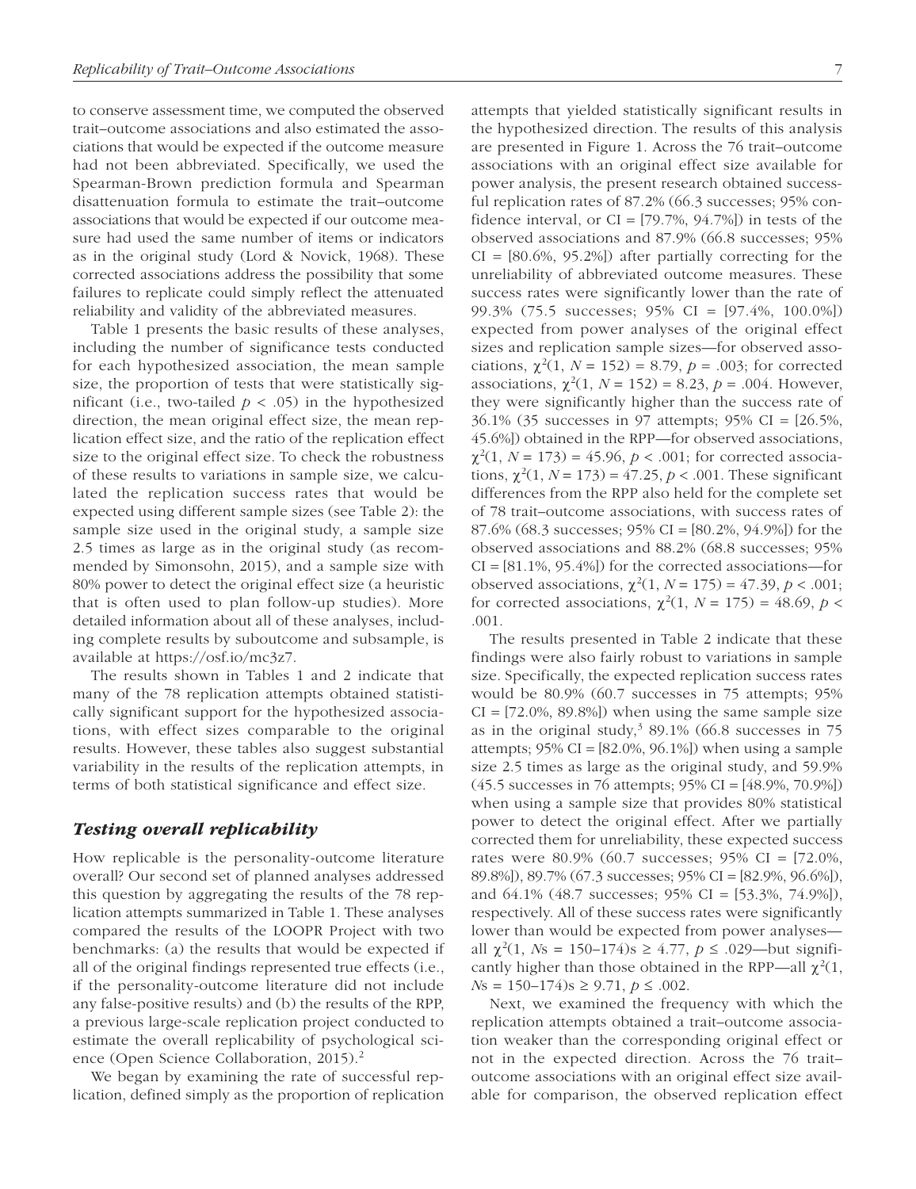to conserve assessment time, we computed the observed trait–outcome associations and also estimated the associations that would be expected if the outcome measure had not been abbreviated. Specifically, we used the Spearman-Brown prediction formula and Spearman disattenuation formula to estimate the trait–outcome associations that would be expected if our outcome measure had used the same number of items or indicators as in the original study (Lord & Novick, 1968). These corrected associations address the possibility that some failures to replicate could simply reflect the attenuated reliability and validity of the abbreviated measures.

Table 1 presents the basic results of these analyses, including the number of significance tests conducted for each hypothesized association, the mean sample size, the proportion of tests that were statistically significant (i.e., two-tailed $p < .05$) in the hypothesized direction, the mean original effect size, the mean replication effect size, and the ratio of the replication effect size to the original effect size. To check the robustness of these results to variations in sample size, we calculated the replication success rates that would be expected using different sample sizes (see Table 2): the sample size used in the original study, a sample size 2.5 times as large as in the original study (as recommended by Simonsohn, 2015), and a sample size with 80% power to detect the original effect size (a heuristic that is often used to plan follow-up studies). More detailed information about all of these analyses, including complete results by suboutcome and subsample, is available at https://osf.io/mc3z7.

The results shown in Tables 1 and 2 indicate that many of the 78 replication attempts obtained statistically significant support for the hypothesized associations, with effect sizes comparable to the original results. However, these tables also suggest substantial variability in the results of the replication attempts, in terms of both statistical significance and effect size.

### *Testing overall replicability*

How replicable is the personality-outcome literature overall? Our second set of planned analyses addressed this question by aggregating the results of the 78 replication attempts summarized in Table 1. These analyses compared the results of the LOOPR Project with two benchmarks: (a) the results that would be expected if all of the original findings represented true effects (i.e., if the personality-outcome literature did not include any false-positive results) and (b) the results of the RPP, a previous large-scale replication project conducted to estimate the overall replicability of psychological science (Open Science Collaboration, 2015).[2]

We began by examining the rate of successful replication, defined simply as the proportion of replication attempts that yielded statistically significant results in the hypothesized direction. The results of this analysis are presented in Figure 1. Across the 76 trait–outcome associations with an original effect size available for power analysis, the present research obtained successful replication rates of 87.2% (66.3 successes; 95% confidence interval, or CI = [79.7%, 94.7%]) in tests of the observed associations and 87.9% (66.8 successes; 95% CI = [80.6%, 95.2%]) after partially correcting for the unreliability of abbreviated outcome measures. These success rates were significantly lower than the rate of 99.3% (75.5 successes; 95% CI = [97.4%, 100.0%]) expected from power analyses of the original effect sizes and replication sample sizes—for observed associations, $\chi^2(1, N = 152) = 8.79$, $p = .003$; for corrected associations, $\chi^2(1, N = 152) = 8.23$, $p = .004$. However, they were significantly higher than the success rate of 36.1% (35 successes in 97 attempts; 95% CI = [26.5%, 45.6%]) obtained in the RPP—for observed associations, $\chi^2(1, N = 173) = 45.96$, $p < .001$; for corrected associations, $\chi^2(1, N = 173) = 47.25$, $p < .001$. These significant differences from the RPP also held for the complete set of 78 trait–outcome associations, with success rates of 87.6% (68.3 successes; 95% CI = [80.2%, 94.9%]) for the observed associations and 88.2% (68.8 successes; 95% CI = [81.1%, 95.4%]) for the corrected associations—for observed associations, $\chi^2(1, N = 175) = 47.39$, $p < .001$; for corrected associations, $\chi^2(1, N = 175) = 48.69$, $p < .001$.

The results presented in Table 2 indicate that these findings were also fairly robust to variations in sample size. Specifically, the expected replication success rates would be 80.9% (60.7 successes in 75 attempts; 95% CI = [72.0%, 89.8%]) when using the same sample size as in the original study,[3] 89.1% (66.8 successes in 75 attempts; 95% CI = [82.0%, 96.1%]) when using a sample size 2.5 times as large as the original study, and 59.9% (45.5 successes in 76 attempts; 95% CI = [48.9%, 70.9%]) when using a sample size that provides 80% statistical power to detect the original effect. After we partially corrected them for unreliability, these expected success rates were 80.9% (60.7 successes; 95% CI = [72.0%, 89.8%]), 89.7% (67.3 successes; 95% CI = [82.9%, 96.6%]), and 64.1% (48.7 successes; 95% CI = [53.3%, 74.9%]), respectively. All of these success rates were significantly lower than would be expected from power analyses—all $\chi^2(1, Ns = 150–174)\text{s} \geq 4.77$, $p \leq .029$—but significantly higher than those obtained in the RPP—all $\chi^2(1, Ns = 150–174)\text{s} \geq 9.71$, $p \leq .002$.

Next, we examined the frequency with which the replication attempts obtained a trait–outcome association weaker than the corresponding original effect or not in the expected direction. Across the 76 trait–outcome associations with an original effect size available for comparison, the observed replication effect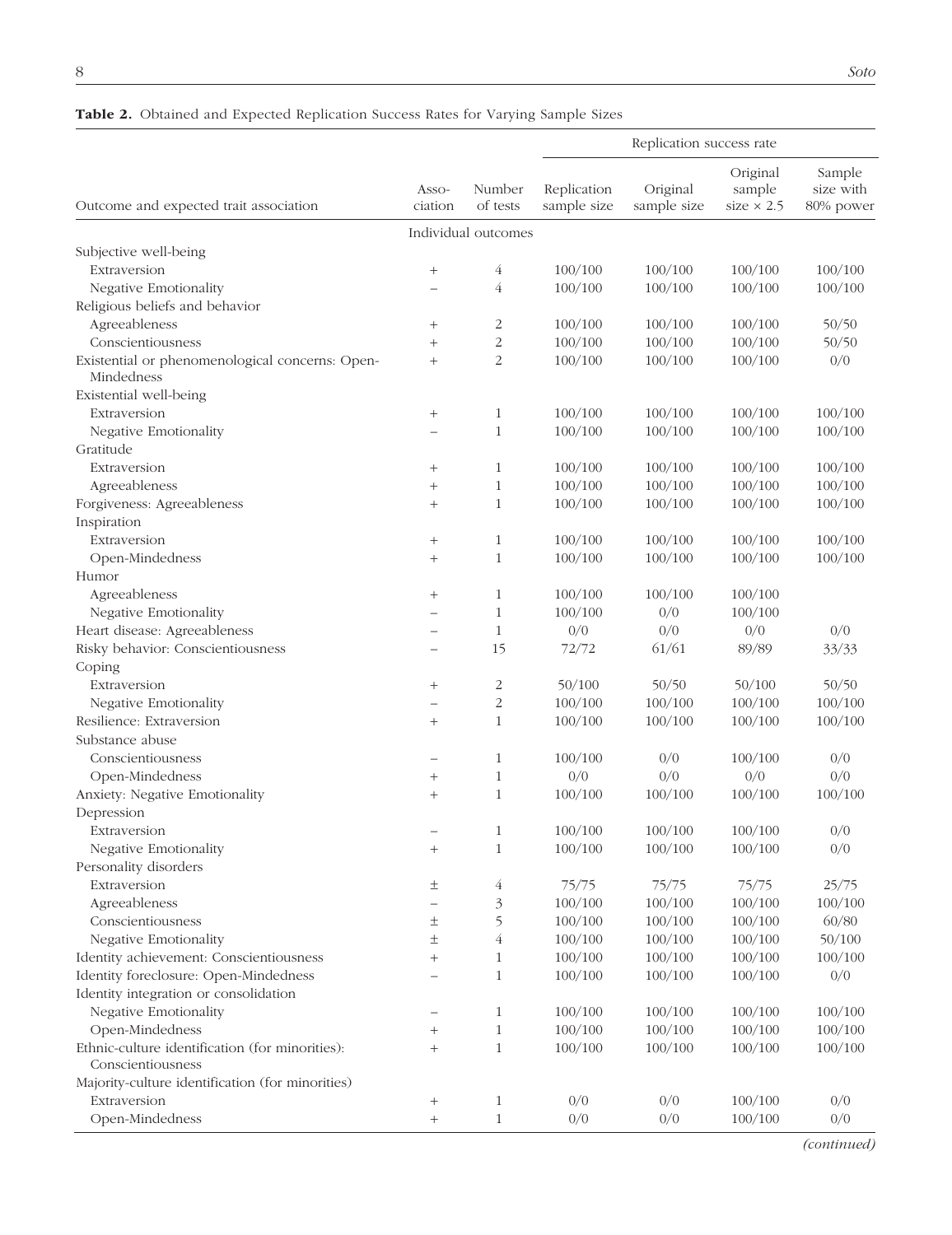**Table 2.** Obtained and Expected Replication Success Rates for Varying Sample Sizes

| | | | Replication success rate | | | |
|---|---|---|---|---|---|---|
| Outcome and expected trait association | Association | Number of tests | Replication sample size | Original sample size | Original sample size × 2.5 | Sample size with 80% power |
| | | Individual outcomes | | | | |
| Subjective well-being | | | | | | |
| Extraversion | + | 4 | 100/100 | 100/100 | 100/100 | 100/100 |
| Negative Emotionality | – | 4 | 100/100 | 100/100 | 100/100 | 100/100 |
| Religious beliefs and behavior | | | | | | |
| Agreeableness | + | 2 | 100/100 | 100/100 | 100/100 | 50/50 |
| Conscientiousness | + | 2 | 100/100 | 100/100 | 100/100 | 50/50 |
| Existential or phenomenological concerns: Open-Mindedness | + | 2 | 100/100 | 100/100 | 100/100 | 0/0 |
| Existential well-being | | | | | | |
| Extraversion | + | 1 | 100/100 | 100/100 | 100/100 | 100/100 |
| Negative Emotionality | – | 1 | 100/100 | 100/100 | 100/100 | 100/100 |
| Gratitude | | | | | | |
| Extraversion | + | 1 | 100/100 | 100/100 | 100/100 | 100/100 |
| Agreeableness | + | 1 | 100/100 | 100/100 | 100/100 | 100/100 |
| Forgiveness: Agreeableness | + | 1 | 100/100 | 100/100 | 100/100 | 100/100 |
| Inspiration | | | | | | |
| Extraversion | + | 1 | 100/100 | 100/100 | 100/100 | 100/100 |
| Open-Mindedness | + | 1 | 100/100 | 100/100 | 100/100 | 100/100 |
| Humor | | | | | | |
| Agreeableness | + | 1 | 100/100 | 100/100 | 100/100 | |
| Negative Emotionality | – | 1 | 100/100 | 0/0 | 100/100 | |
| Heart disease: Agreeableness | – | 1 | 0/0 | 0/0 | 0/0 | 0/0 |
| Risky behavior: Conscientiousness | – | 15 | 72/72 | 61/61 | 89/89 | 33/33 |
| Coping | | | | | | |
| Extraversion | + | 2 | 50/100 | 50/50 | 50/100 | 50/50 |
| Negative Emotionality | – | 2 | 100/100 | 100/100 | 100/100 | 100/100 |
| Resilience: Extraversion | + | 1 | 100/100 | 100/100 | 100/100 | 100/100 |
| Substance abuse | | | | | | |
| Conscientiousness | – | 1 | 100/100 | 0/0 | 100/100 | 0/0 |
| Open-Mindedness | + | 1 | 0/0 | 0/0 | 0/0 | 0/0 |
| Anxiety: Negative Emotionality | + | 1 | 100/100 | 100/100 | 100/100 | 100/100 |
| Depression | | | | | | |
| Extraversion | – | 1 | 100/100 | 100/100 | 100/100 | 0/0 |
| Negative Emotionality | + | 1 | 100/100 | 100/100 | 100/100 | 0/0 |
| Personality disorders | | | | | | |
| Extraversion | ± | 4 | 75/75 | 75/75 | 75/75 | 25/75 |
| Agreeableness | – | 3 | 100/100 | 100/100 | 100/100 | 100/100 |
| Conscientiousness | ± | 5 | 100/100 | 100/100 | 100/100 | 60/80 |
| Negative Emotionality | ± | 4 | 100/100 | 100/100 | 100/100 | 50/100 |
| Identity achievement: Conscientiousness | + | 1 | 100/100 | 100/100 | 100/100 | 100/100 |
| Identity foreclosure: Open-Mindedness | – | 1 | 100/100 | 100/100 | 100/100 | 0/0 |
| Identity integration or consolidation | | | | | | |
| Negative Emotionality | – | 1 | 100/100 | 100/100 | 100/100 | 100/100 |
| Open-Mindedness | + | 1 | 100/100 | 100/100 | 100/100 | 100/100 |
| Ethnic-culture identification (for minorities): Conscientiousness | + | 1 | 100/100 | 100/100 | 100/100 | 100/100 |
| Majority-culture identification (for minorities) | | | | | | |
| Extraversion | + | 1 | 0/0 | 0/0 | 100/100 | 0/0 |
| Open-Mindedness | + | 1 | 0/0 | 0/0 | 100/100 | 0/0 |

*(continued)*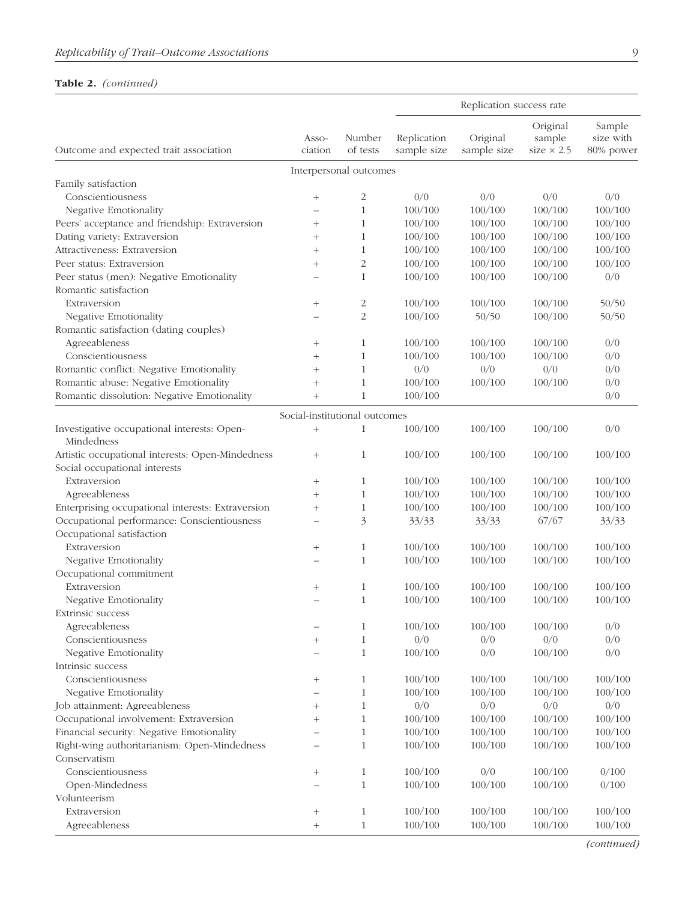**Table 2.** *(continued)*

| Outcome and expected trait association | Association | Number of tests | Replication success rate | | | |
|---|---|---|---|---|---|---|
| | | | Replication sample size | Original sample size | Original sample size × 2.5 | Sample size with 80% power |
| **Interpersonal outcomes** | | | | | | |
| Family satisfaction | | | | | | |
| Conscientiousness | + | 2 | 0/0 | 0/0 | 0/0 | 0/0 |
| Negative Emotionality | – | 1 | 100/100 | 100/100 | 100/100 | 100/100 |
| Peers' acceptance and friendship: Extraversion | + | 1 | 100/100 | 100/100 | 100/100 | 100/100 |
| Dating variety: Extraversion | + | 1 | 100/100 | 100/100 | 100/100 | 100/100 |
| Attractiveness: Extraversion | + | 1 | 100/100 | 100/100 | 100/100 | 100/100 |
| Peer status: Extraversion | + | 2 | 100/100 | 100/100 | 100/100 | 100/100 |
| Peer status (men): Negative Emotionality | – | 1 | 100/100 | 100/100 | 100/100 | 0/0 |
| Romantic satisfaction | | | | | | |
| Extraversion | + | 2 | 100/100 | 100/100 | 100/100 | 50/50 |
| Negative Emotionality | – | 2 | 100/100 | 50/50 | 100/100 | 50/50 |
| Romantic satisfaction (dating couples) | | | | | | |
| Agreeableness | + | 1 | 100/100 | 100/100 | 100/100 | 0/0 |
| Conscientiousness | + | 1 | 100/100 | 100/100 | 100/100 | 0/0 |
| Romantic conflict: Negative Emotionality | + | 1 | 0/0 | 0/0 | 0/0 | 0/0 |
| Romantic abuse: Negative Emotionality | + | 1 | 100/100 | 100/100 | 100/100 | 0/0 |
| Romantic dissolution: Negative Emotionality | + | 1 | 100/100 | | | 0/0 |
| **Social-institutional outcomes** | | | | | | |
| Investigative occupational interests: Open-Mindedness | + | 1 | 100/100 | 100/100 | 100/100 | 0/0 |
| Artistic occupational interests: Open-Mindedness | + | 1 | 100/100 | 100/100 | 100/100 | 100/100 |
| Social occupational interests | | | | | | |
| Extraversion | + | 1 | 100/100 | 100/100 | 100/100 | 100/100 |
| Agreeableness | + | 1 | 100/100 | 100/100 | 100/100 | 100/100 |
| Enterprising occupational interests: Extraversion | + | 1 | 100/100 | 100/100 | 100/100 | 100/100 |
| Occupational performance: Conscientiousness | – | 3 | 33/33 | 33/33 | 67/67 | 33/33 |
| Occupational satisfaction | | | | | | |
| Extraversion | + | 1 | 100/100 | 100/100 | 100/100 | 100/100 |
| Negative Emotionality | – | 1 | 100/100 | 100/100 | 100/100 | 100/100 |
| Occupational commitment | | | | | | |
| Extraversion | + | 1 | 100/100 | 100/100 | 100/100 | 100/100 |
| Negative Emotionality | – | 1 | 100/100 | 100/100 | 100/100 | 100/100 |
| Extrinsic success | | | | | | |
| Agreeableness | – | 1 | 100/100 | 100/100 | 100/100 | 0/0 |
| Conscientiousness | + | 1 | 0/0 | 0/0 | 0/0 | 0/0 |
| Negative Emotionality | – | 1 | 100/100 | 0/0 | 100/100 | 0/0 |
| Intrinsic success | | | | | | |
| Conscientiousness | + | 1 | 100/100 | 100/100 | 100/100 | 100/100 |
| Negative Emotionality | – | 1 | 100/100 | 100/100 | 100/100 | 100/100 |
| Job attainment: Agreeableness | + | 1 | 0/0 | 0/0 | 0/0 | 0/0 |
| Occupational involvement: Extraversion | + | 1 | 100/100 | 100/100 | 100/100 | 100/100 |
| Financial security: Negative Emotionality | – | 1 | 100/100 | 100/100 | 100/100 | 100/100 |
| Right-wing authoritarianism: Open-Mindedness | – | 1 | 100/100 | 100/100 | 100/100 | 100/100 |
| Conservatism | | | | | | |
| Conscientiousness | + | 1 | 100/100 | 0/0 | 100/100 | 0/100 |
| Open-Mindedness | – | 1 | 100/100 | 100/100 | 100/100 | 0/100 |
| Volunteerism | | | | | | |
| Extraversion | + | 1 | 100/100 | 100/100 | 100/100 | 100/100 |
| Agreeableness | + | 1 | 100/100 | 100/100 | 100/100 | 100/100 |

*(continued)*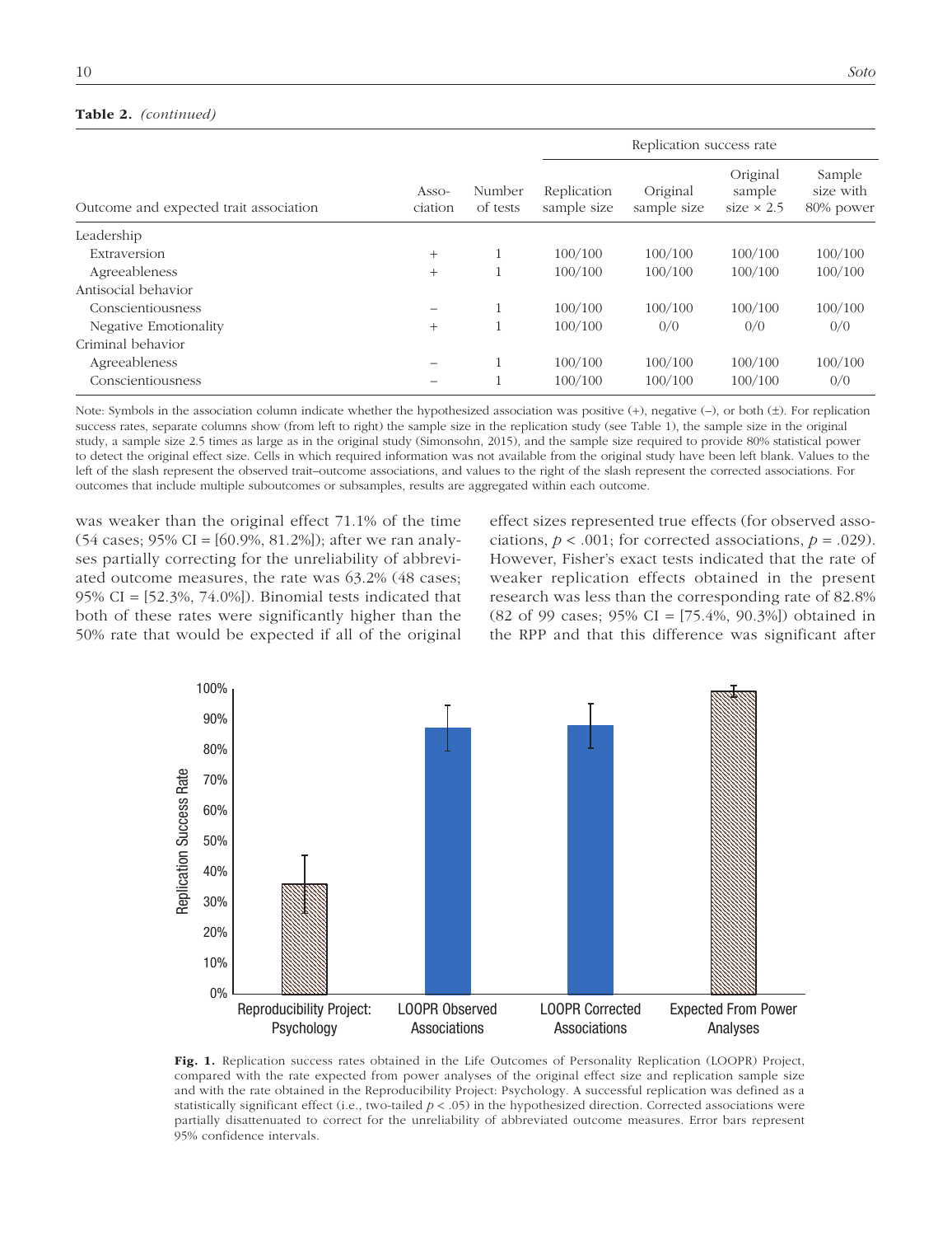**Table 2.** *(continued)*

| Outcome and expected trait association | Association | Number of tests | Replication success rate: Replication sample size | Original sample size | Original sample size × 2.5 | Sample size with 80% power |
|---|---|---|---|---|---|---|
| Leadership | | | | | | |
| Extraversion | + | 1 | 100/100 | 100/100 | 100/100 | 100/100 |
| Agreeableness | + | 1 | 100/100 | 100/100 | 100/100 | 100/100 |
| Antisocial behavior | | | | | | |
| Conscientiousness | – | 1 | 100/100 | 100/100 | 100/100 | 100/100 |
| Negative Emotionality | + | 1 | 100/100 | 0/0 | 0/0 | 0/0 |
| Criminal behavior | | | | | | |
| Agreeableness | – | 1 | 100/100 | 100/100 | 100/100 | 100/100 |
| Conscientiousness | – | 1 | 100/100 | 100/100 | 100/100 | 0/0 |

Note: Symbols in the association column indicate whether the hypothesized association was positive (+), negative (–), or both (±). For replication success rates, separate columns show (from left to right) the sample size in the replication study (see Table 1), the sample size in the original study, a sample size 2.5 times as large as in the original study (Simonsohn, 2015), and the sample size required to provide 80% statistical power to detect the original effect size. Cells in which required information was not available from the original study have been left blank. Values to the left of the slash represent the observed trait–outcome associations, and values to the right of the slash represent the corrected associations. For outcomes that include multiple suboutcomes or subsamples, results are aggregated within each outcome.

was weaker than the original effect 71.1% of the time (54 cases; 95% CI = [60.9%, 81.2%]); after we ran analyses partially correcting for the unreliability of abbreviated outcome measures, the rate was 63.2% (48 cases; 95% CI = [52.3%, 74.0%]). Binomial tests indicated that both of these rates were significantly higher than the 50% rate that would be expected if all of the original effect sizes represented true effects (for observed associations, $p < .001$; for corrected associations, $p = .029$). However, Fisher's exact tests indicated that the rate of weaker replication effects obtained in the present research was less than the corresponding rate of 82.8% (82 of 99 cases; 95% CI = [75.4%, 90.3%]) obtained in the RPP and that this difference was significant after

**Fig. 1.** Replication success rates obtained in the Life Outcomes of Personality Replication (LOOPR) Project, compared with the rate expected from power analyses of the original effect size and replication sample size and with the rate obtained in the Reproducibility Project: Psychology. A successful replication was defined as a statistically significant effect (i.e., two-tailed $p < .05$) in the hypothesized direction. Corrected associations were partially disattenuated to correct for the unreliability of abbreviated outcome measures. Error bars represent 95% confidence intervals.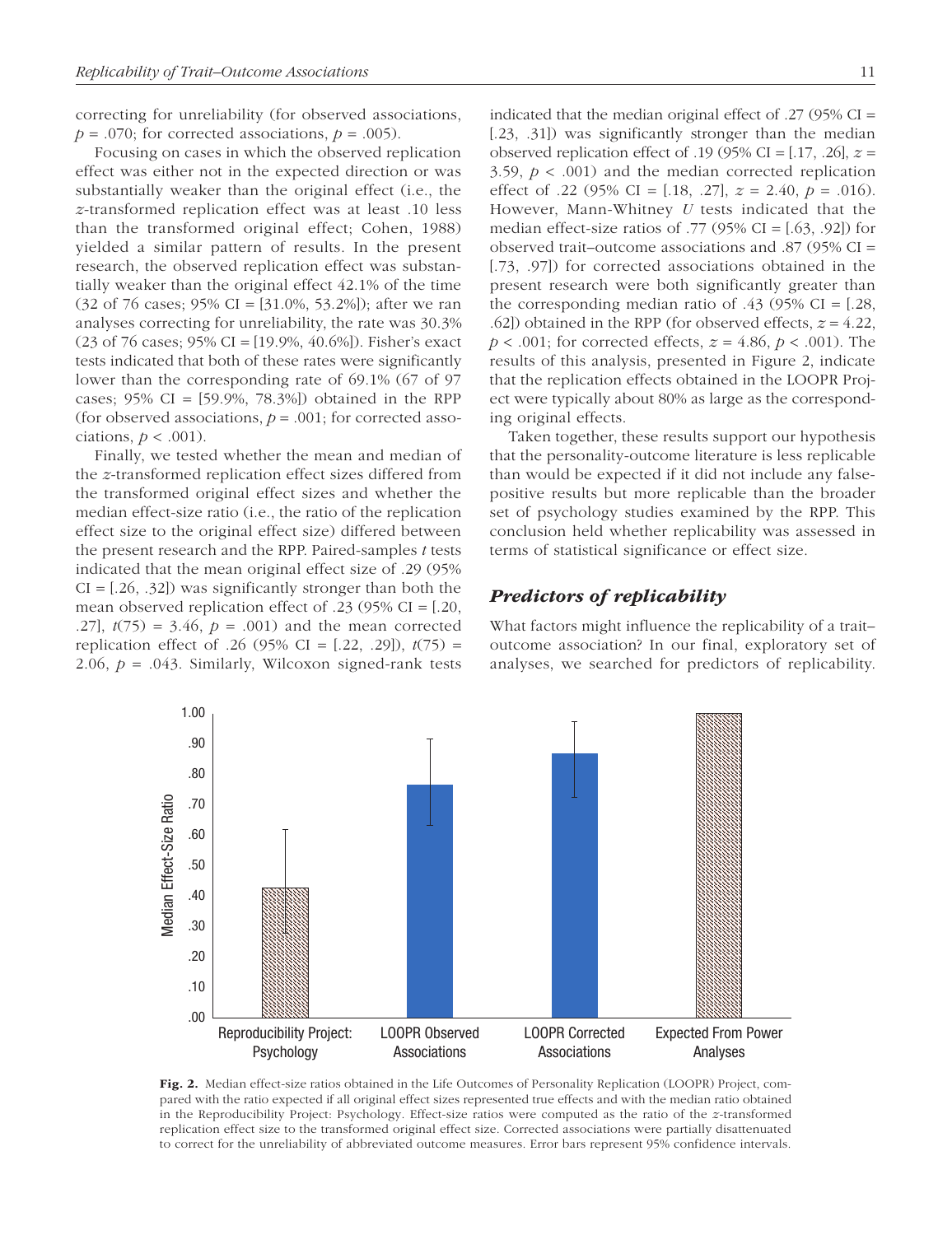correcting for unreliability (for observed associations, $p = .070$; for corrected associations, $p = .005$).

Focusing on cases in which the observed replication effect was either not in the expected direction or was substantially weaker than the original effect (i.e., the $z$-transformed replication effect was at least .10 less than the transformed original effect; Cohen, 1988) yielded a similar pattern of results. In the present research, the observed replication effect was substantially weaker than the original effect 42.1% of the time (32 of 76 cases; 95% CI = [31.0%, 53.2%]); after we ran analyses correcting for unreliability, the rate was 30.3% (23 of 76 cases; 95% CI = [19.9%, 40.6%]). Fisher's exact tests indicated that both of these rates were significantly lower than the corresponding rate of 69.1% (67 of 97 cases; 95% CI = [59.9%, 78.3%]) obtained in the RPP (for observed associations, $p = .001$; for corrected associations, $p < .001$).

Finally, we tested whether the mean and median of the $z$-transformed replication effect sizes differed from the transformed original effect sizes and whether the median effect-size ratio (i.e., the ratio of the replication effect size to the original effect size) differed between the present research and the RPP. Paired-samples $t$ tests indicated that the mean original effect size of .29 (95% CI = [.26, .32]) was significantly stronger than both the mean observed replication effect of .23 (95% CI = [.20, .27], $t(75) = 3.46$, $p = .001$) and the mean corrected replication effect of .26 (95% CI = [.22, .29]), $t(75) = 2.06$, $p = .043$. Similarly, Wilcoxon signed-rank tests indicated that the median original effect of .27 (95% CI = [.23, .31]) was significantly stronger than the median observed replication effect of .19 (95% CI = [.17, .26], $z = 3.59$, $p < .001$) and the median corrected replication effect of .22 (95% CI = [.18, .27], $z = 2.40$, $p = .016$). However, Mann-Whitney $U$ tests indicated that the median effect-size ratios of .77 (95% CI = [.63, .92]) for observed trait–outcome associations and .87 (95% CI = [.73, .97]) for corrected associations obtained in the present research were both significantly greater than the corresponding median ratio of .43 (95% CI = [.28, .62]) obtained in the RPP (for observed effects, $z = 4.22$, $p < .001$; for corrected effects, $z = 4.86$, $p < .001$). The results of this analysis, presented in Figure 2, indicate that the replication effects obtained in the LOOPR Project were typically about 80% as large as the corresponding original effects.

Taken together, these results support our hypothesis that the personality-outcome literature is less replicable than would be expected if it did not include any false-positive results but more replicable than the broader set of psychology studies examined by the RPP. This conclusion held whether replicability was assessed in terms of statistical significance or effect size.

## *Predictors of replicability*

What factors might influence the replicability of a trait–outcome association? In our final, exploratory set of analyses, we searched for predictors of replicability.

**Fig. 2.** Median effect-size ratios obtained in the Life Outcomes of Personality Replication (LOOPR) Project, compared with the ratio expected if all original effect sizes represented true effects and with the median ratio obtained in the Reproducibility Project: Psychology. Effect-size ratios were computed as the ratio of the $z$-transformed replication effect size to the transformed original effect size. Corrected associations were partially disattenuated to correct for the unreliability of abbreviated outcome measures. Error bars represent 95% confidence intervals.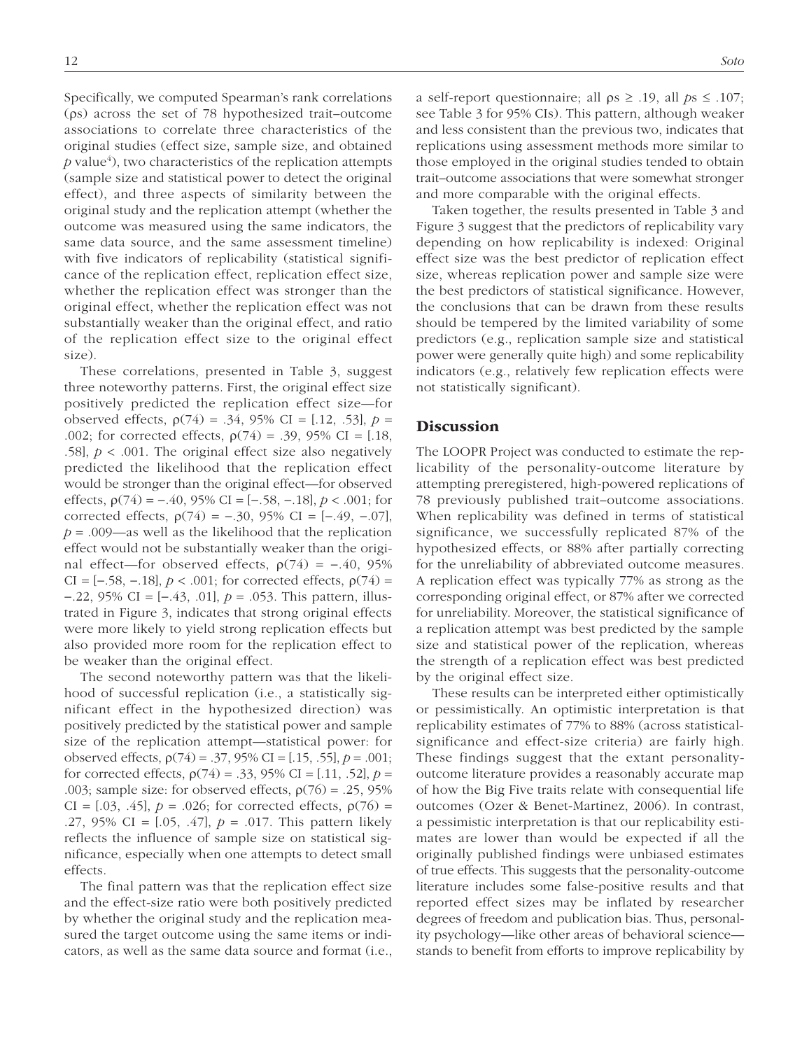Specifically, we computed Spearman's rank correlations ($\rho$s) across the set of 78 hypothesized trait–outcome associations to correlate three characteristics of the original studies (effect size, sample size, and obtained $p$ value[4]), two characteristics of the replication attempts (sample size and statistical power to detect the original effect), and three aspects of similarity between the original study and the replication attempt (whether the outcome was measured using the same indicators, the same data source, and the same assessment timeline) with five indicators of replicability (statistical significance of the replication effect, replication effect size, whether the replication effect was stronger than the original effect, whether the replication effect was not substantially weaker than the original effect, and ratio of the replication effect size to the original effect size).

These correlations, presented in Table 3, suggest three noteworthy patterns. First, the original effect size positively predicted the replication effect size—for observed effects, $\rho(74) = .34$, 95% CI = [.12, .53], $p = .002$; for corrected effects, $\rho(74) = .39$, 95% CI = [.18, .58], $p < .001$. The original effect size also negatively predicted the likelihood that the replication effect would be stronger than the original effect—for observed effects, $\rho(74) = -.40$, 95% CI = [−.58, −.18], $p < .001$; for corrected effects, $\rho(74) = -.30$, 95% CI = [−.49, −.07], $p = .009$—as well as the likelihood that the replication effect would not be substantially weaker than the original effect—for observed effects, $\rho(74) = -.40$, 95% CI = [−.58, −.18], $p < .001$; for corrected effects, $\rho(74) = -.22$, 95% CI = [−.43, .01], $p = .053$. This pattern, illustrated in Figure 3, indicates that strong original effects were more likely to yield strong replication effects but also provided more room for the replication effect to be weaker than the original effect.

The second noteworthy pattern was that the likelihood of successful replication (i.e., a statistically significant effect in the hypothesized direction) was positively predicted by the statistical power and sample size of the replication attempt—statistical power: for observed effects, $\rho(74) = .37$, 95% CI = [.15, .55], $p = .001$; for corrected effects, $\rho(74) = .33$, 95% CI = [.11, .52], $p = .003$; sample size: for observed effects, $\rho(76) = .25$, 95% CI = [.03, .45], $p = .026$; for corrected effects, $\rho(76) = .27$, 95% CI = [.05, .47], $p = .017$. This pattern likely reflects the influence of sample size on statistical significance, especially when one attempts to detect small effects.

The final pattern was that the replication effect size and the effect-size ratio were both positively predicted by whether the original study and the replication measured the target outcome using the same items or indicators, as well as the same data source and format (i.e., a self-report questionnaire; all $\rho$s ≥ .19, all $p$s ≤ .107; see Table 3 for 95% CIs). This pattern, although weaker and less consistent than the previous two, indicates that replications using assessment methods more similar to those employed in the original studies tended to obtain trait–outcome associations that were somewhat stronger and more comparable with the original effects.

Taken together, the results presented in Table 3 and Figure 3 suggest that the predictors of replicability vary depending on how replicability is indexed: Original effect size was the best predictor of replication effect size, whereas replication power and sample size were the best predictors of statistical significance. However, the conclusions that can be drawn from these results should be tempered by the limited variability of some predictors (e.g., replication sample size and statistical power were generally quite high) and some replicability indicators (e.g., relatively few replication effects were not statistically significant).

## Discussion

The LOOPR Project was conducted to estimate the replicability of the personality-outcome literature by attempting preregistered, high-powered replications of 78 previously published trait–outcome associations. When replicability was defined in terms of statistical significance, we successfully replicated 87% of the hypothesized effects, or 88% after partially correcting for the unreliability of abbreviated outcome measures. A replication effect was typically 77% as strong as the corresponding original effect, or 87% after we corrected for unreliability. Moreover, the statistical significance of a replication attempt was best predicted by the sample size and statistical power of the replication, whereas the strength of a replication effect was best predicted by the original effect size.

These results can be interpreted either optimistically or pessimistically. An optimistic interpretation is that replicability estimates of 77% to 88% (across statistical-significance and effect-size criteria) are fairly high. These findings suggest that the extant personality-outcome literature provides a reasonably accurate map of how the Big Five traits relate with consequential life outcomes (Ozer & Benet-Martinez, 2006). In contrast, a pessimistic interpretation is that our replicability estimates are lower than would be expected if all the originally published findings were unbiased estimates of true effects. This suggests that the personality-outcome literature includes some false-positive results and that reported effect sizes may be inflated by researcher degrees of freedom and publication bias. Thus, personality psychology—like other areas of behavioral science—stands to benefit from efforts to improve replicability by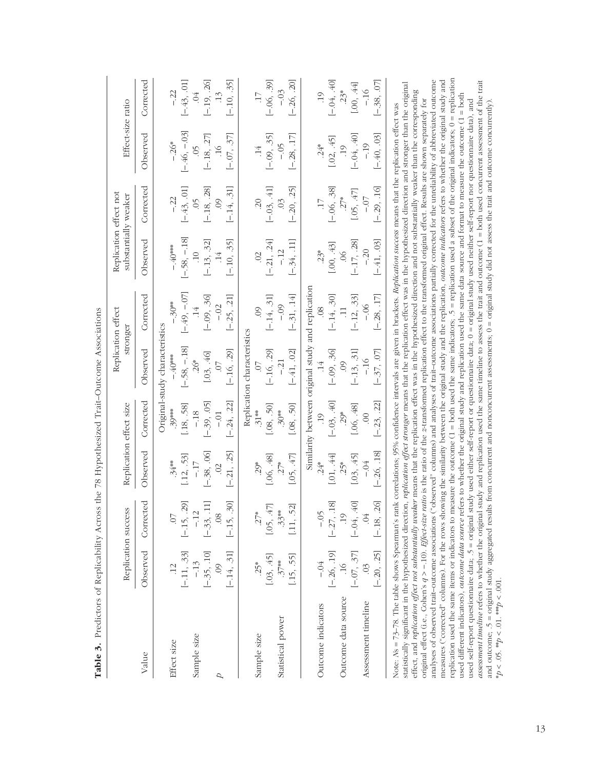**Table 3.** Predictors of Replicability Across the 78 Hypothesized Trait–Outcome Associations

| Value | Replication success | | Replication effect size | | Replication effect stronger | | Replication effect not substantially weaker | | Effect-size ratio | |
|---|---|---|---|---|---|---|---|---|---|---|
| | Observed | Corrected | Observed | Corrected | Observed | Corrected | Observed | Corrected | Observed | Corrected |
| *Original-study characteristics* | | | | | | | | | | |
| Effect size | .12 | .07 | .34** | .39*** | −.40*** | −.30** | −.40*** | −.22 | −.26* | −.22 |
| | [−.11, .33] | [−.15, .29] | [.12, .53] | [.18, .58] | [−.58, −.18] | [−.49, −.07] | [−.58, −.18] | [−.43, .01] | [−.46, −.03] | [−.43, .01] |
| Sample size | −.13 | −.12 | −.17 | −.18 | .26* | .14 | .10 | .05 | .05 | .04 |
| | [−.35, .10] | [−.33, .11] | [−.38, .06] | [−.39, .05] | [.03, .46] | [−.09, .36] | [−.13, .32] | [−.18, .28] | [−.18, .27] | [−.19, .26] |
| *p* | .09 | .08 | .02 | −.01 | .07 | −.02 | .14 | .09 | .16 | .13 |
| | [−.14, .31] | [−.15, .30] | [−.21, .25] | [−.24, .22] | [−.16, .29] | [−.25, .21] | [−.10, .35] | [−.14, .31] | [−.07, .37] | [−.10, .35] |
| *Replication characteristics* | | | | | | | | | | |
| Sample size | .25* | .27* | .29* | .31** | .07 | .09 | .02 | .20 | .14 | .17 |
| | [.03, .45] | [.05, .47] | [.06, .48] | [.08, .50] | [−.16, .29] | [−.14, .31] | [−.21, .24] | [−.03, .41] | [−.09, .35] | [−.06, .39] |
| Statistical power | .37** | .33** | .27* | .30** | −.21 | −.09 | −.12 | .03 | −.05 | −.03 |
| | [.15, .55] | [.11, .52] | [.05, .47] | [.08, .50] | [−.41, .02] | [−.31, .14] | [−.34, .11] | [−.20, .25] | [−.28, .17] | [−.26, .20] |
| *Similarity between original study and replication* | | | | | | | | | | |
| Outcome indicators | −.04 | −.05 | .24* | .19 | .14 | .08 | .23* | .17 | .24* | .19 |
| | [−.26, .19] | [−.27, .18] | [.01, .44] | [−.03, .40] | [−.09, .36] | [−.14, .30] | [.00, .43] | [−.06, .38] | [.02, .45] | [−.04, .40] |
| Outcome data source | .16 | .19 | .25* | .29* | .09 | .11 | .06 | .27* | .19 | .23* |
| | [−.07, .37] | [−.04, .40] | [.03, .45] | [.06, .48] | [−.13, .31] | [−.12, .33] | [−.17, .28] | [.05, .47] | [−.04, .40] | [.00, .44] |
| Assessment timeline | .03 | .04 | −.04 | .00 | −.16 | −.06 | −.20 | −.07 | −.19 | −.16 |
| | [−.20, .25] | [−.18, .26] | [−.26, .18] | [−.23, .22] | [−.37, .07] | [−.28, .17] | [−.41, .03] | [−.29, .16] | [−.40, .03] | [−.38, .07] |

Note: *N*s = 73–78. The table shows Spearman's rank correlations; 95% confidence intervals are given in brackets. *Replication success* means that the replication effect was statistically significant in the hypothesized direction, *replication effect stronger* means that the replication effect was in the hypothesized direction and stronger than the original effect, and *replication effect not substantially weaker* means that the replication effect was in the hypothesized direction and not substantially weaker than the corresponding original effect (i.e., Cohen's $q > -.10$). *Effect-size ratio* is the ratio of the *z*-transformed replication effect to the transformed original effect. Results are shown separately for analyses of observed trait–outcome associations ("observed" columns) and analyses of trait–outcome associations partially corrected for the unreliability of abbreviated outcome measures ("corrected" columns). For the rows showing the similarity between the original study and the replication, *outcome indicators* refers to whether the original study and replication used the same items or indicators to measure the outcome (1 = both used the same indicators; .5 = replication used a subset of the original indicators; 0 = replication used different indicators), *outcome data source* refers to whether the original study and replication used the same data source and format to measure the outcome (1 = both used self-report questionnaire data; .5 = original study used either self-report or questionnaire data; 0 = original study used neither self-report nor questionnaire data), and *assessment timeline* refers to whether the original study and replication used the same timeline to assess the trait and outcome (1 = both used concurrent assessment of the trait and outcome; .5 = original study aggregated results from concurrent and nonconcurrent assessments; 0 = original study did not assess the trait and outcome concurrently).
*$p < .05$. **$p < .01$. ***$p < .001$.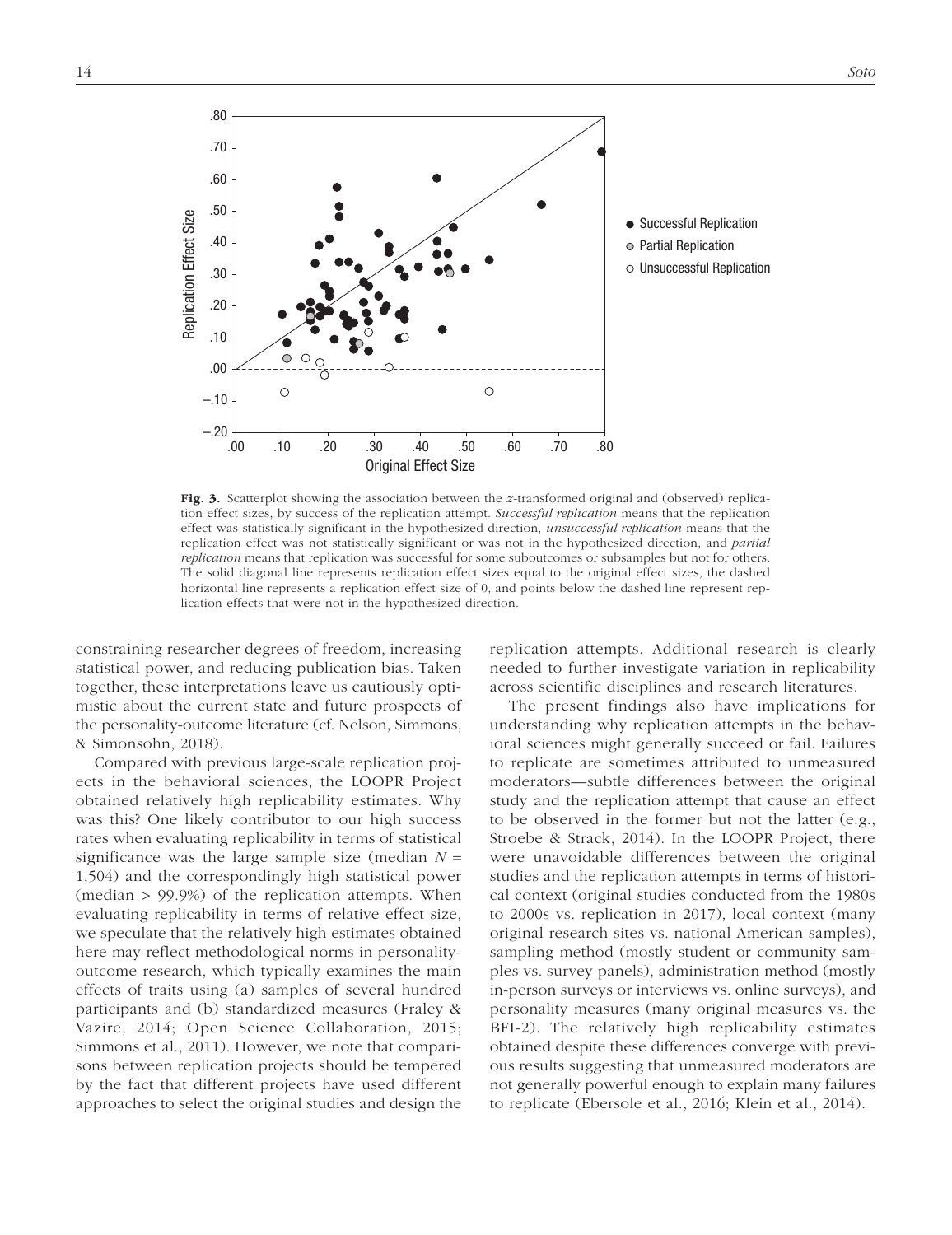**Fig. 3.** Scatterplot showing the association between the *z*-transformed original and (observed) replication effect sizes, by success of the replication attempt. *Successful replication* means that the replication effect was statistically significant in the hypothesized direction, *unsuccessful replication* means that the replication effect was not statistically significant or was not in the hypothesized direction, and *partial replication* means that replication was successful for some suboutcomes or subsamples but not for others. The solid diagonal line represents replication effect sizes equal to the original effect sizes, the dashed horizontal line represents a replication effect size of 0, and points below the dashed line represent replication effects that were not in the hypothesized direction.

constraining researcher degrees of freedom, increasing statistical power, and reducing publication bias. Taken together, these interpretations leave us cautiously optimistic about the current state and future prospects of the personality-outcome literature (cf. Nelson, Simmons, & Simonsohn, 2018).

Compared with previous large-scale replication projects in the behavioral sciences, the LOOPR Project obtained relatively high replicability estimates. Why was this? One likely contributor to our high success rates when evaluating replicability in terms of statistical significance was the large sample size (median $N$ = 1,504) and the correspondingly high statistical power (median > 99.9%) of the replication attempts. When evaluating replicability in terms of relative effect size, we speculate that the relatively high estimates obtained here may reflect methodological norms in personality-outcome research, which typically examines the main effects of traits using (a) samples of several hundred participants and (b) standardized measures (Fraley & Vazire, 2014; Open Science Collaboration, 2015; Simmons et al., 2011). However, we note that comparisons between replication projects should be tempered by the fact that different projects have used different approaches to select the original studies and design the replication attempts. Additional research is clearly needed to further investigate variation in replicability across scientific disciplines and research literatures.

The present findings also have implications for understanding why replication attempts in the behavioral sciences might generally succeed or fail. Failures to replicate are sometimes attributed to unmeasured moderators—subtle differences between the original study and the replication attempt that cause an effect to be observed in the former but not the latter (e.g., Stroebe & Strack, 2014). In the LOOPR Project, there were unavoidable differences between the original studies and the replication attempts in terms of historical context (original studies conducted from the 1980s to 2000s vs. replication in 2017), local context (many original research sites vs. national American samples), sampling method (mostly student or community samples vs. survey panels), administration method (mostly in-person surveys or interviews vs. online surveys), and personality measures (many original measures vs. the BFI-2). The relatively high replicability estimates obtained despite these differences converge with previous results suggesting that unmeasured moderators are not generally powerful enough to explain many failures to replicate (Ebersole et al., 2016; Klein et al., 2014).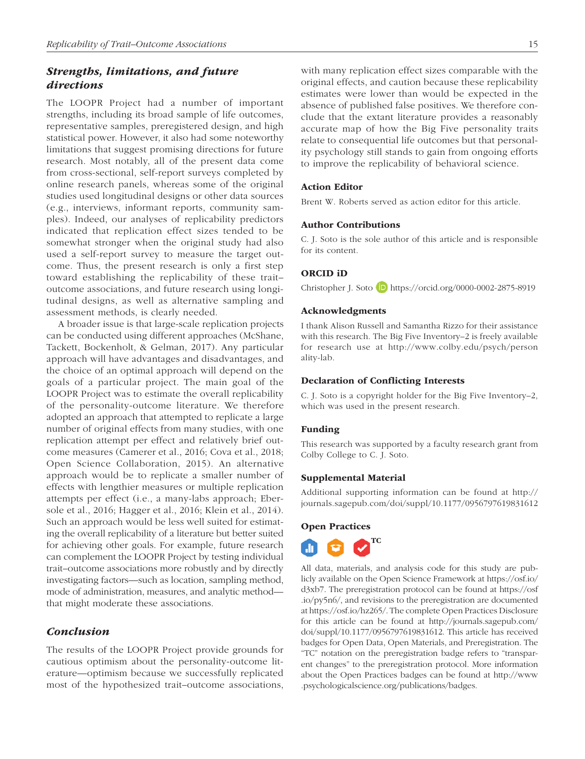### *Strengths, limitations, and future directions*

The LOOPR Project had a number of important strengths, including its broad sample of life outcomes, representative samples, preregistered design, and high statistical power. However, it also had some noteworthy limitations that suggest promising directions for future research. Most notably, all of the present data come from cross-sectional, self-report surveys completed by online research panels, whereas some of the original studies used longitudinal designs or other data sources (e.g., interviews, informant reports, community samples). Indeed, our analyses of replicability predictors indicated that replication effect sizes tended to be somewhat stronger when the original study had also used a self-report survey to measure the target outcome. Thus, the present research is only a first step toward establishing the replicability of these trait–outcome associations, and future research using longitudinal designs, as well as alternative sampling and assessment methods, is clearly needed.

A broader issue is that large-scale replication projects can be conducted using different approaches (McShane, Tackett, Bockenholt, & Gelman, 2017). Any particular approach will have advantages and disadvantages, and the choice of an optimal approach will depend on the goals of a particular project. The main goal of the LOOPR Project was to estimate the overall replicability of the personality-outcome literature. We therefore adopted an approach that attempted to replicate a large number of original effects from many studies, with one replication attempt per effect and relatively brief outcome measures (Camerer et al., 2016; Cova et al., 2018; Open Science Collaboration, 2015). An alternative approach would be to replicate a smaller number of effects with lengthier measures or multiple replication attempts per effect (i.e., a many-labs approach; Ebersole et al., 2016; Hagger et al., 2016; Klein et al., 2014). Such an approach would be less well suited for estimating the overall replicability of a literature but better suited for achieving other goals. For example, future research can complement the LOOPR Project by testing individual trait–outcome associations more robustly and by directly investigating factors—such as location, sampling method, mode of administration, measures, and analytic method—that might moderate these associations.

## *Conclusion*

The results of the LOOPR Project provide grounds for cautious optimism about the personality-outcome literature—optimism because we successfully replicated most of the hypothesized trait–outcome associations, with many replication effect sizes comparable with the original effects, and caution because these replicability estimates were lower than would be expected in the absence of published false positives. We therefore conclude that the extant literature provides a reasonably accurate map of how the Big Five personality traits relate to consequential life outcomes but that personality psychology still stands to gain from ongoing efforts to improve the replicability of behavioral science.

### Action Editor

Brent W. Roberts served as action editor for this article.

### Author Contributions

C. J. Soto is the sole author of this article and is responsible for its content.

### ORCID iD

Christopher J. Soto https://orcid.org/0000-0002-2875-8919

### Acknowledgments

I thank Alison Russell and Samantha Rizzo for their assistance with this research. The Big Five Inventory–2 is freely available for research use at http://www.colby.edu/psych/personality-lab.

### Declaration of Conflicting Interests

C. J. Soto is a copyright holder for the Big Five Inventory–2, which was used in the present research.

### Funding

This research was supported by a faculty research grant from Colby College to C. J. Soto.

### Supplemental Material

Additional supporting information can be found at http://journals.sagepub.com/doi/suppl/10.1177/0956797619831612

### Open Practices

TC

All data, materials, and analysis code for this study are publicly available on the Open Science Framework at https://osf.io/d3xb7. The preregistration protocol can be found at https://osf.io/py5n6/, and revisions to the preregistration are documented at https://osf.io/hz265/. The complete Open Practices Disclosure for this article can be found at http://journals.sagepub.com/doi/suppl/10.1177/0956797619831612. This article has received badges for Open Data, Open Materials, and Preregistration. The "TC" notation on the preregistration badge refers to "transparent changes" to the preregistration protocol. More information about the Open Practices badges can be found at http://www.psychologicalscience.org/publications/badges.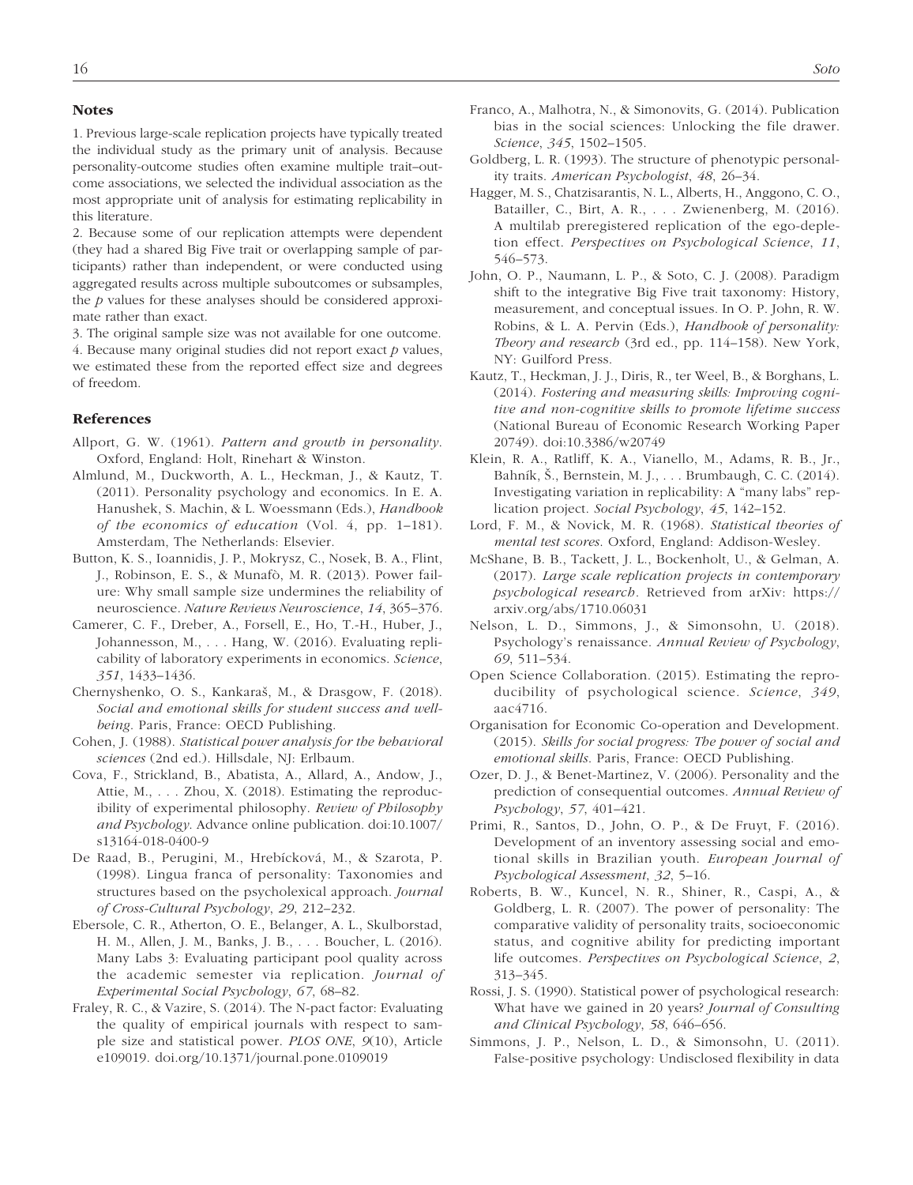## Notes

1. Previous large-scale replication projects have typically treated the individual study as the primary unit of analysis. Because personality-outcome studies often examine multiple trait–outcome associations, we selected the individual association as the most appropriate unit of analysis for estimating replicability in this literature.

2. Because some of our replication attempts were dependent (they had a shared Big Five trait or overlapping sample of participants) rather than independent, or were conducted using aggregated results across multiple suboutcomes or subsamples, the *p* values for these analyses should be considered approximate rather than exact.

3. The original sample size was not available for one outcome.

4. Because many original studies did not report exact *p* values, we estimated these from the reported effect size and degrees of freedom.

## References

Allport, G. W. (1961). *Pattern and growth in personality*. Oxford, England: Holt, Rinehart & Winston.

Almlund, M., Duckworth, A. L., Heckman, J., & Kautz, T. (2011). Personality psychology and economics. In E. A. Hanushek, S. Machin, & L. Woessmann (Eds.), *Handbook of the economics of education* (Vol. 4, pp. 1–181). Amsterdam, The Netherlands: Elsevier.

Button, K. S., Ioannidis, J. P., Mokrysz, C., Nosek, B. A., Flint, J., Robinson, E. S., & Munafò, M. R. (2013). Power failure: Why small sample size undermines the reliability of neuroscience. *Nature Reviews Neuroscience*, *14*, 365–376.

Camerer, C. F., Dreber, A., Forsell, E., Ho, T.-H., Huber, J., Johannesson, M., . . . Hang, W. (2016). Evaluating replicability of laboratory experiments in economics. *Science*, *351*, 1433–1436.

Chernyshenko, O. S., Kankaraš, M., & Drasgow, F. (2018). *Social and emotional skills for student success and well-being*. Paris, France: OECD Publishing.

Cohen, J. (1988). *Statistical power analysis for the behavioral sciences* (2nd ed.). Hillsdale, NJ: Erlbaum.

Cova, F., Strickland, B., Abatista, A., Allard, A., Andow, J., Attie, M., . . . Zhou, X. (2018). Estimating the reproducibility of experimental philosophy. *Review of Philosophy and Psychology*. Advance online publication. doi:10.1007/s13164-018-0400-9

De Raad, B., Perugini, M., Hrebícková, M., & Szarota, P. (1998). Lingua franca of personality: Taxonomies and structures based on the psycholexical approach. *Journal of Cross-Cultural Psychology*, *29*, 212–232.

Ebersole, C. R., Atherton, O. E., Belanger, A. L., Skulborstad, H. M., Allen, J. M., Banks, J. B., . . . Boucher, L. (2016). Many Labs 3: Evaluating participant pool quality across the academic semester via replication. *Journal of Experimental Social Psychology*, *67*, 68–82.

Fraley, R. C., & Vazire, S. (2014). The N-pact factor: Evaluating the quality of empirical journals with respect to sample size and statistical power. *PLOS ONE*, *9*(10), Article e109019. doi.org/10.1371/journal.pone.0109019

Franco, A., Malhotra, N., & Simonovits, G. (2014). Publication bias in the social sciences: Unlocking the file drawer. *Science*, *345*, 1502–1505.

Goldberg, L. R. (1993). The structure of phenotypic personality traits. *American Psychologist*, *48*, 26–34.

Hagger, M. S., Chatzisarantis, N. L., Alberts, H., Anggono, C. O., Batailler, C., Birt, A. R., . . . Zwienenberg, M. (2016). A multilab preregistered replication of the ego-depletion effect. *Perspectives on Psychological Science*, *11*, 546–573.

John, O. P., Naumann, L. P., & Soto, C. J. (2008). Paradigm shift to the integrative Big Five trait taxonomy: History, measurement, and conceptual issues. In O. P. John, R. W. Robins, & L. A. Pervin (Eds.), *Handbook of personality: Theory and research* (3rd ed., pp. 114–158). New York, NY: Guilford Press.

Kautz, T., Heckman, J. J., Diris, R., ter Weel, B., & Borghans, L. (2014). *Fostering and measuring skills: Improving cognitive and non-cognitive skills to promote lifetime success* (National Bureau of Economic Research Working Paper 20749). doi:10.3386/w20749

Klein, R. A., Ratliff, K. A., Vianello, M., Adams, R. B., Jr., Bahník, Š., Bernstein, M. J., . . . Brumbaugh, C. C. (2014). Investigating variation in replicability: A "many labs" replication project. *Social Psychology*, *45*, 142–152.

Lord, F. M., & Novick, M. R. (1968). *Statistical theories of mental test scores*. Oxford, England: Addison-Wesley.

McShane, B. B., Tackett, J. L., Bockenholt, U., & Gelman, A. (2017). *Large scale replication projects in contemporary psychological research*. Retrieved from arXiv: https://arxiv.org/abs/1710.06031

Nelson, L. D., Simmons, J., & Simonsohn, U. (2018). Psychology's renaissance. *Annual Review of Psychology*, *69*, 511–534.

Open Science Collaboration. (2015). Estimating the reproducibility of psychological science. *Science*, *349*, aac4716.

Organisation for Economic Co-operation and Development. (2015). *Skills for social progress: The power of social and emotional skills*. Paris, France: OECD Publishing.

Ozer, D. J., & Benet-Martinez, V. (2006). Personality and the prediction of consequential outcomes. *Annual Review of Psychology*, *57*, 401–421.

Primi, R., Santos, D., John, O. P., & De Fruyt, F. (2016). Development of an inventory assessing social and emotional skills in Brazilian youth. *European Journal of Psychological Assessment*, *32*, 5–16.

Roberts, B. W., Kuncel, N. R., Shiner, R., Caspi, A., & Goldberg, L. R. (2007). The power of personality: The comparative validity of personality traits, socioeconomic status, and cognitive ability for predicting important life outcomes. *Perspectives on Psychological Science*, *2*, 313–345.

Rossi, J. S. (1990). Statistical power of psychological research: What have we gained in 20 years? *Journal of Consulting and Clinical Psychology*, *58*, 646–656.

Simmons, J. P., Nelson, L. D., & Simonsohn, U. (2011). False-positive psychology: Undisclosed flexibility in data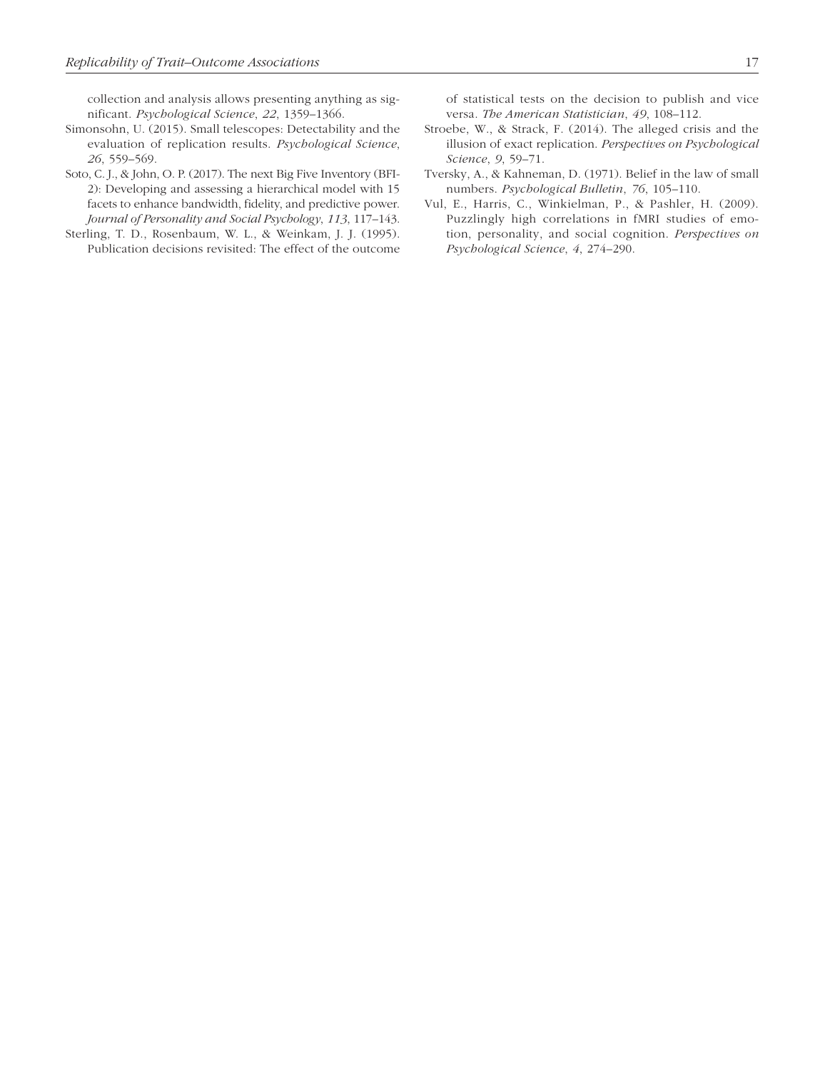collection and analysis allows presenting anything as significant. *Psychological Science*, *22*, 1359–1366.

Simonsohn, U. (2015). Small telescopes: Detectability and the evaluation of replication results. *Psychological Science*, *26*, 559–569.

Soto, C. J., & John, O. P. (2017). The next Big Five Inventory (BFI-2): Developing and assessing a hierarchical model with 15 facets to enhance bandwidth, fidelity, and predictive power. *Journal of Personality and Social Psychology*, *113*, 117–143.

Sterling, T. D., Rosenbaum, W. L., & Weinkam, J. J. (1995). Publication decisions revisited: The effect of the outcome of statistical tests on the decision to publish and vice versa. *The American Statistician*, *49*, 108–112.

Stroebe, W., & Strack, F. (2014). The alleged crisis and the illusion of exact replication. *Perspectives on Psychological Science*, *9*, 59–71.

Tversky, A., & Kahneman, D. (1971). Belief in the law of small numbers. *Psychological Bulletin*, *76*, 105–110.

Vul, E., Harris, C., Winkielman, P., & Pashler, H. (2009). Puzzlingly high correlations in fMRI studies of emotion, personality, and social cognition. *Perspectives on Psychological Science*, *4*, 274–290.